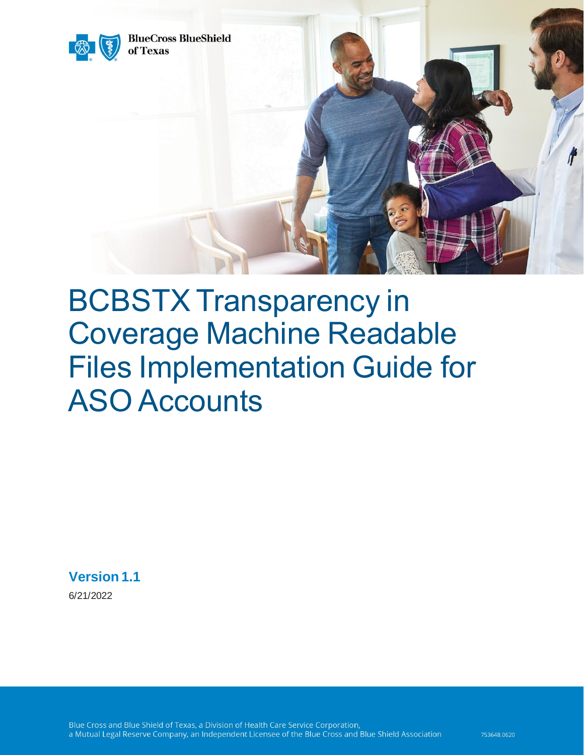BlueCross BlueShield of Texas

# BCBSTX Transparency in Coverage Machine Readable Files Implementation Guide for ASO Accounts

**Version 1.1**

6/21/2022

Blue Cross and Blue Shield of Texas, a Division of Health Care Service Corporation, a Mutual Legal Reserve Company, an Independent Licensee of the Blue Cross and Blue Shield Association

753648.0620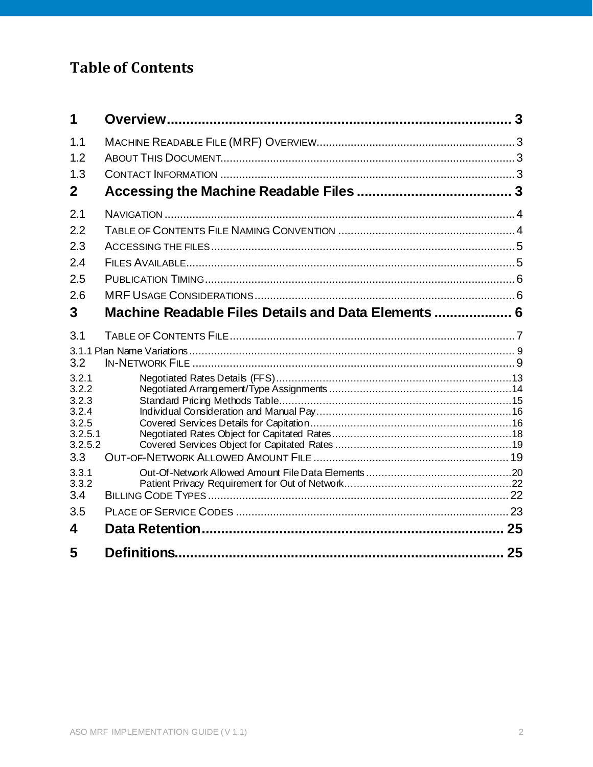# Table of Contents

| | | |
|---|---|---|
| **1** | **Overview** | **3** |
| 1.1 | Machine Readable File (MRF) Overview | 3 |
| 1.2 | About This Document | 3 |
| 1.3 | Contact Information | 3 |
| **2** | **Accessing the Machine Readable Files** | **3** |
| 2.1 | Navigation | 4 |
| 2.2 | Table of Contents File Naming Convention | 4 |
| 2.3 | Accessing the files | 5 |
| 2.4 | Files Available | 5 |
| 2.5 | Publication Timing | 6 |
| 2.6 | MRF Usage Considerations | 6 |
| **3** | **Machine Readable Files Details and Data Elements** | **6** |
| 3.1 | Table of Contents File | 7 |
| 3.1.1 | Plan Name Variations | 9 |
| 3.2 | In-Network File | 9 |
| 3.2.1 | Negotiated Rates Details (FFS) | 13 |
| 3.2.2 | Negotiated Arrangement/Type Assignments | 14 |
| 3.2.3 | Standard Pricing Methods Table | 15 |
| 3.2.4 | Individual Consideration and Manual Pay | 16 |
| 3.2.5 | Covered Services Details for Capitation | 16 |
| 3.2.5.1 | Negotiated Rates Object for Capitated Rates | 18 |
| 3.2.5.2 | Covered Services Object for Capitated Rates | 19 |
| 3.3 | Out-of-Network Allowed Amount File | 19 |
| 3.3.1 | Out-Of-Network Allowed Amount File Data Elements | 20 |
| 3.3.2 | Patient Privacy Requirement for Out of Network | 22 |
| 3.4 | Billing Code Types | 22 |
| 3.5 | Place of Service Codes | 23 |
| **4** | **Data Retention** | **25** |
| **5** | **Definitions** | **25** |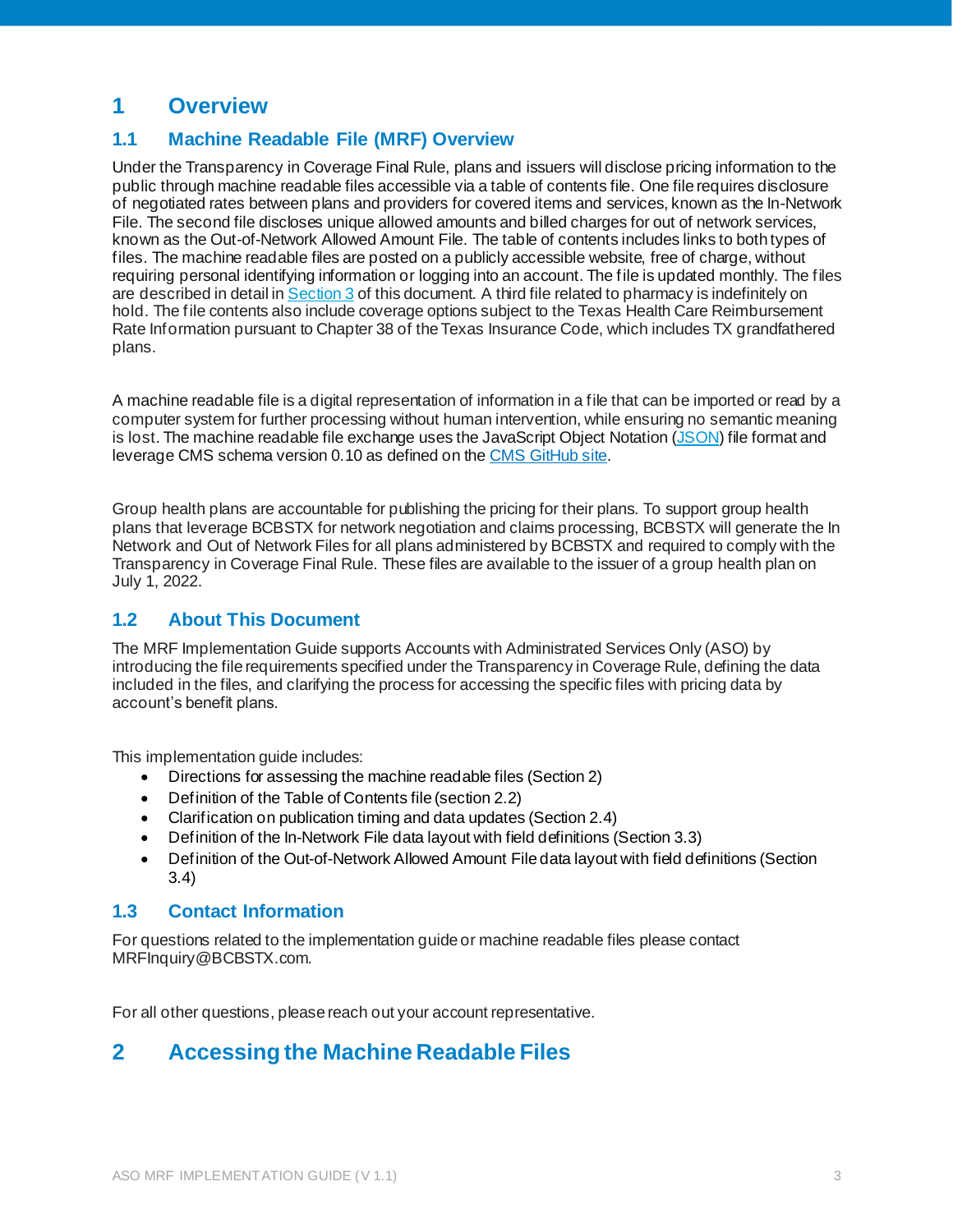# 1 Overview

## 1.1 Machine Readable File (MRF) Overview

Under the Transparency in Coverage Final Rule, plans and issuers will disclose pricing information to the public through machine readable files accessible via a table of contents file. One file requires disclosure of negotiated rates between plans and providers for covered items and services, known as the In-Network File. The second file discloses unique allowed amounts and billed charges for out of network services, known as the Out-of-Network Allowed Amount File. The table of contents includes links to both types of files. The machine readable files are posted on a publicly accessible website, free of charge, without requiring personal identifying information or logging into an account. The file is updated monthly. The files are described in detail in Section 3 of this document. A third file related to pharmacy is indefinitely on hold. The file contents also include coverage options subject to the Texas Health Care Reimbursement Rate Information pursuant to Chapter 38 of the Texas Insurance Code, which includes TX grandfathered plans.

A machine readable file is a digital representation of information in a file that can be imported or read by a computer system for further processing without human intervention, while ensuring no semantic meaning is lost. The machine readable file exchange uses the JavaScript Object Notation (JSON) file format and leverage CMS schema version 0.10 as defined on the CMS GitHub site.

Group health plans are accountable for publishing the pricing for their plans. To support group health plans that leverage BCBSTX for network negotiation and claims processing, BCBSTX will generate the In Network and Out of Network Files for all plans administered by BCBSTX and required to comply with the Transparency in Coverage Final Rule. These files are available to the issuer of a group health plan on July 1, 2022.

## 1.2 About This Document

The MRF Implementation Guide supports Accounts with Administrated Services Only (ASO) by introducing the file requirements specified under the Transparency in Coverage Rule, defining the data included in the files, and clarifying the process for accessing the specific files with pricing data by account's benefit plans.

This implementation guide includes:

- Directions for assessing the machine readable files (Section 2)
- Definition of the Table of Contents file (section 2.2)
- Clarification on publication timing and data updates (Section 2.4)
- Definition of the In-Network File data layout with field definitions (Section 3.3)
- Definition of the Out-of-Network Allowed Amount File data layout with field definitions (Section 3.4)

## 1.3 Contact Information

For questions related to the implementation guide or machine readable files please contact MRFInquiry@BCBSTX.com.

For all other questions, please reach out your account representative.

# 2 Accessing the Machine Readable Files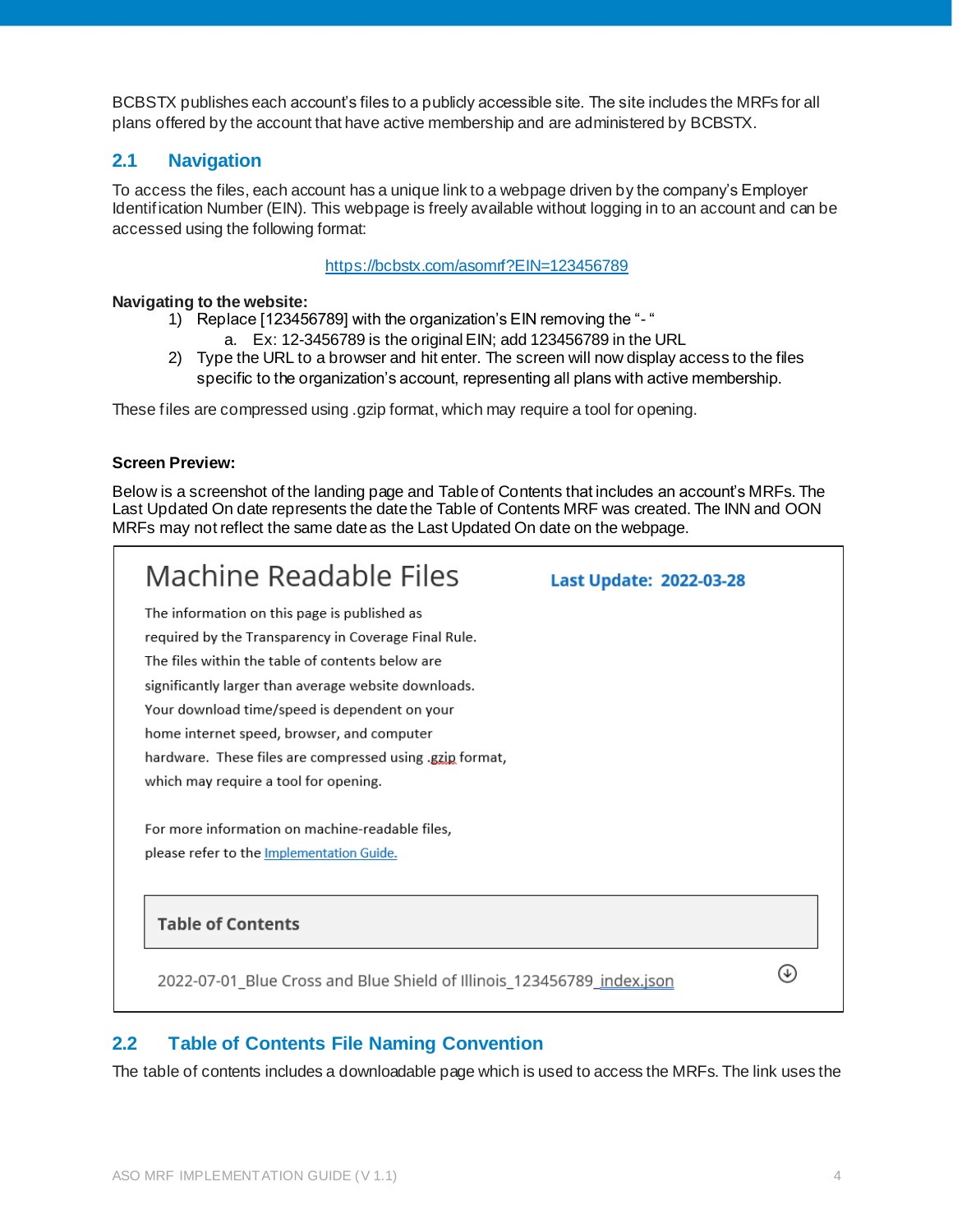BCBSTX publishes each account's files to a publicly accessible site. The site includes the MRFs for all plans offered by the account that have active membership and are administered by BCBSTX.

## 2.1 Navigation

To access the files, each account has a unique link to a webpage driven by the company's Employer Identification Number (EIN). This webpage is freely available without logging in to an account and can be accessed using the following format:

https://bcbstx.com/asomrf?EIN=123456789

**Navigating to the website:**

1) Replace [123456789] with the organization's EIN removing the "- "
   a. Ex: 12-3456789 is the original EIN; add 123456789 in the URL
2) Type the URL to a browser and hit enter. The screen will now display access to the files specific to the organization's account, representing all plans with active membership.

These files are compressed using .gzip format, which may require a tool for opening.

**Screen Preview:**

Below is a screenshot of the landing page and Table of Contents that includes an account's MRFs. The Last Updated On date represents the date the Table of Contents MRF was created. The INN and OON MRFs may not reflect the same date as the Last Updated On date on the webpage.

Machine Readable Files

**Last Update: 2022-03-28**

The information on this page is published as required by the Transparency in Coverage Final Rule. The files within the table of contents below are significantly larger than average website downloads. Your download time/speed is dependent on your home internet speed, browser, and computer hardware. These files are compressed using .gzip format, which may require a tool for opening.

For more information on machine-readable files, please refer to the Implementation Guide.

**Table of Contents**

2022-07-01_Blue Cross and Blue Shield of Illinois_123456789_index.json

## 2.2 Table of Contents File Naming Convention

The table of contents includes a downloadable page which is used to access the MRFs. The link uses the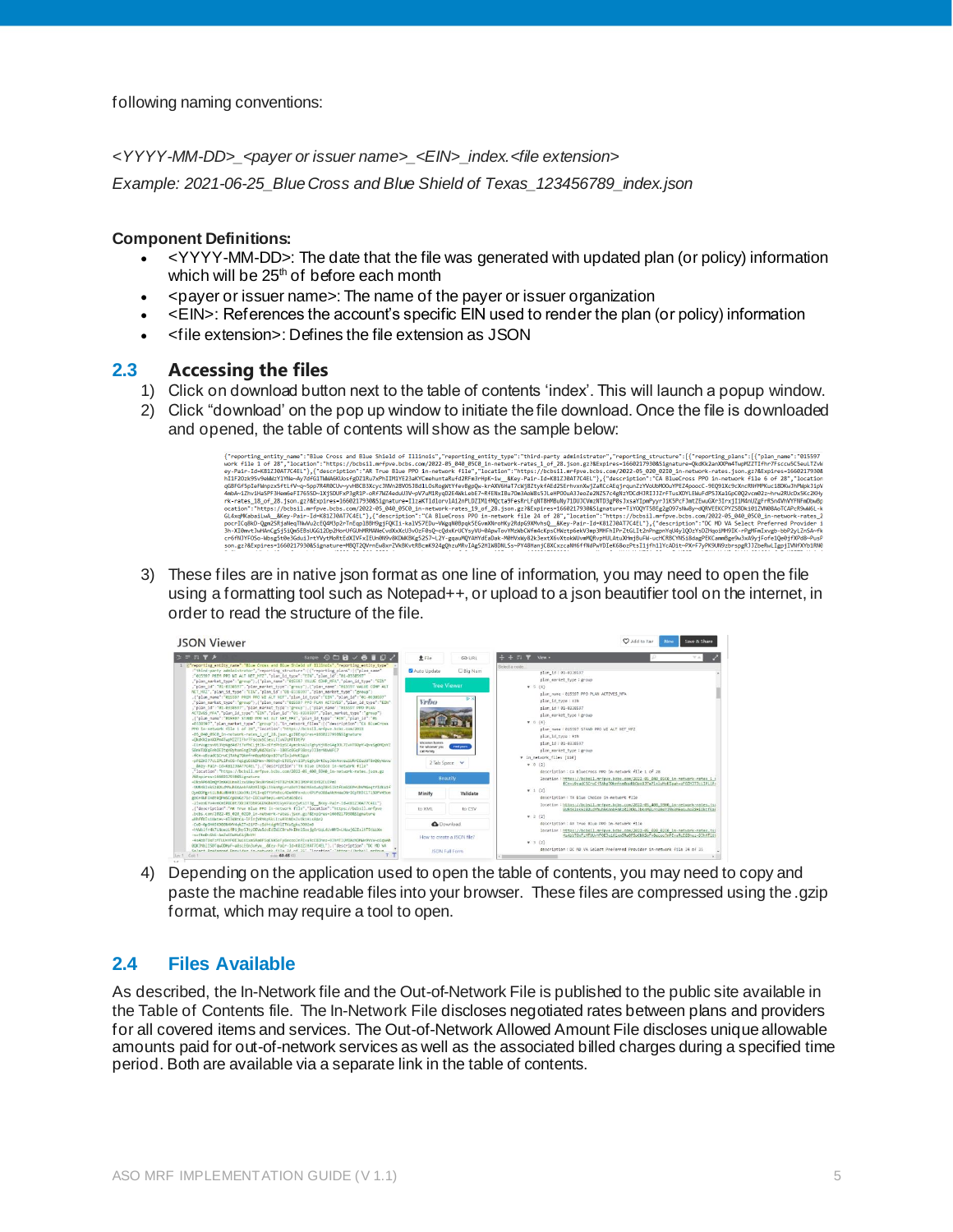following naming conventions:

*<YYYY-MM-DD>_<payer or issuer name>_<EIN>_index.<file extension>*

*Example: 2021-06-25_Blue Cross and Blue Shield of Texas_123456789_index.json*

**Component Definitions:**

- <YYYY-MM-DD>: The date that the file was generated with updated plan (or policy) information which will be 25th of before each month
- <payer or issuer name>: The name of the payer or issuer organization
- <EIN>: References the account's specific EIN used to render the plan (or policy) information
- <file extension>: Defines the file extension as JSON

## 2.3 Accessing the files

1) Click on download button next to the table of contents 'index'. This will launch a popup window.
2) Click "download" on the pop up window to initiate the file download. Once the file is downloaded and opened, the table of contents will show as the sample below:

3) These files are in native json format as one line of information, you may need to open the file using a formatting tool such as Notepad++, or upload to a json beautifier tool on the internet, in order to read the structure of the file.

4) Depending on the application used to open the table of contents, you may need to copy and paste the machine readable files into your browser. These files are compressed using the .gzip format, which may require a tool to open.

## 2.4 Files Available

As described, the In-Network file and the Out-of-Network File is published to the public site available in the Table of Contents file. The In-Network File discloses negotiated rates between plans and providers for all covered items and services. The Out-of-Network Allowed Amount File discloses unique allowable amounts paid for out-of-network services as well as the associated billed charges during a specified time period. Both are available via a separate link in the table of contents.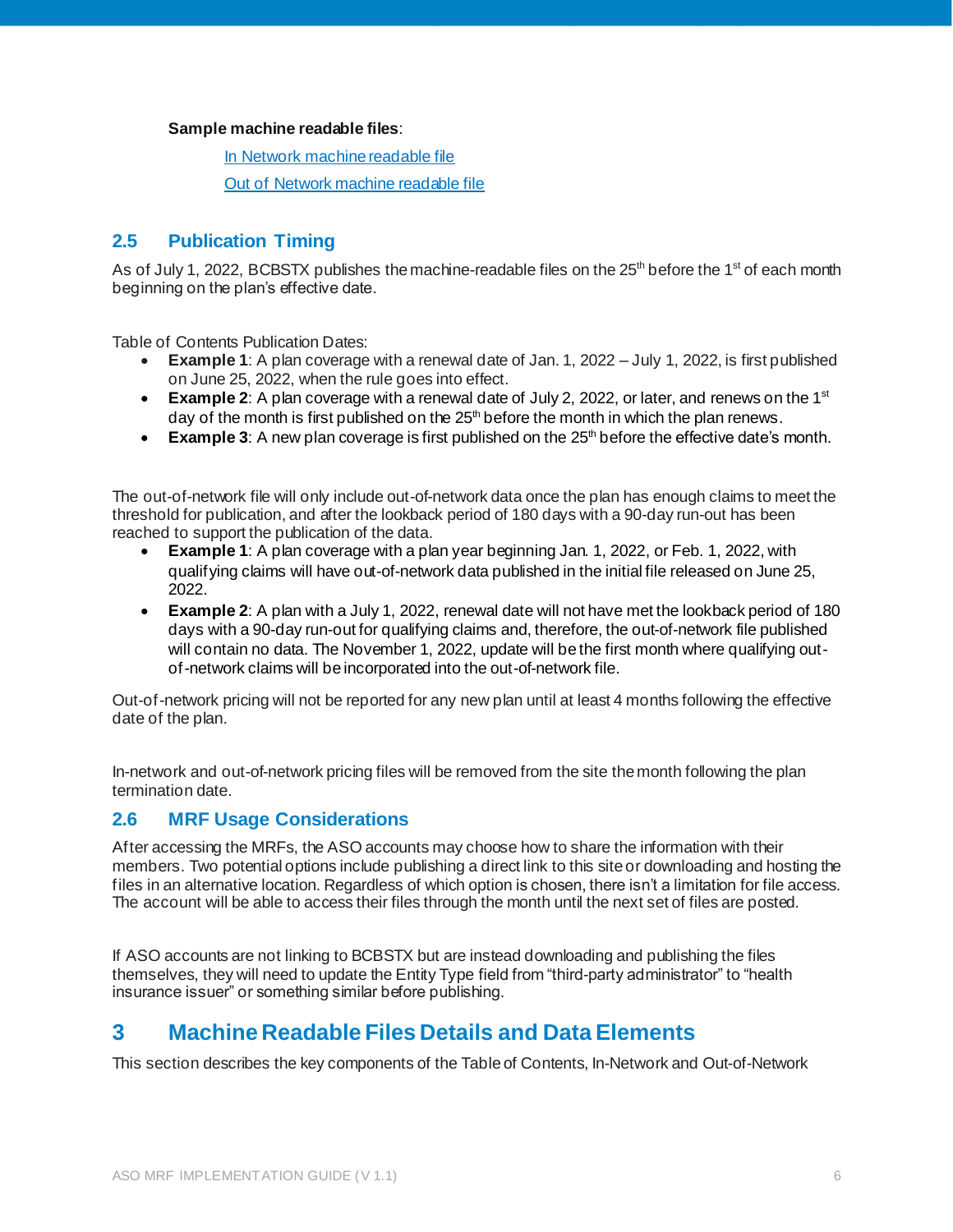**Sample machine readable files**:

[In Network machine readable file]()

[Out of Network machine readable file]()

## 2.5 Publication Timing

As of July 1, 2022, BCBSTX publishes the machine-readable files on the 25th before the 1st of each month beginning on the plan's effective date.

Table of Contents Publication Dates:

- **Example 1**: A plan coverage with a renewal date of Jan. 1, 2022 – July 1, 2022, is first published on June 25, 2022, when the rule goes into effect.
- **Example 2**: A plan coverage with a renewal date of July 2, 2022, or later, and renews on the 1st day of the month is first published on the 25th before the month in which the plan renews.
- **Example 3**: A new plan coverage is first published on the 25th before the effective date's month.

The out-of-network file will only include out-of-network data once the plan has enough claims to meet the threshold for publication, and after the lookback period of 180 days with a 90-day run-out has been reached to support the publication of the data.

- **Example 1**: A plan coverage with a plan year beginning Jan. 1, 2022, or Feb. 1, 2022, with qualifying claims will have out-of-network data published in the initial file released on June 25, 2022.
- **Example 2**: A plan with a July 1, 2022, renewal date will not have met the lookback period of 180 days with a 90-day run-out for qualifying claims and, therefore, the out-of-network file published will contain no data. The November 1, 2022, update will be the first month where qualifying out-of-network claims will be incorporated into the out-of-network file.

Out-of-network pricing will not be reported for any new plan until at least 4 months following the effective date of the plan.

In-network and out-of-network pricing files will be removed from the site the month following the plan termination date.

## 2.6 MRF Usage Considerations

After accessing the MRFs, the ASO accounts may choose how to share the information with their members. Two potential options include publishing a direct link to this site or downloading and hosting the files in an alternative location. Regardless of which option is chosen, there isn't a limitation for file access. The account will be able to access their files through the month until the next set of files are posted.

If ASO accounts are not linking to BCBSTX but are instead downloading and publishing the files themselves, they will need to update the Entity Type field from "third-party administrator" to "health insurance issuer" or something similar before publishing.

# 3 Machine Readable Files Details and Data Elements

This section describes the key components of the Table of Contents, In-Network and Out-of-Network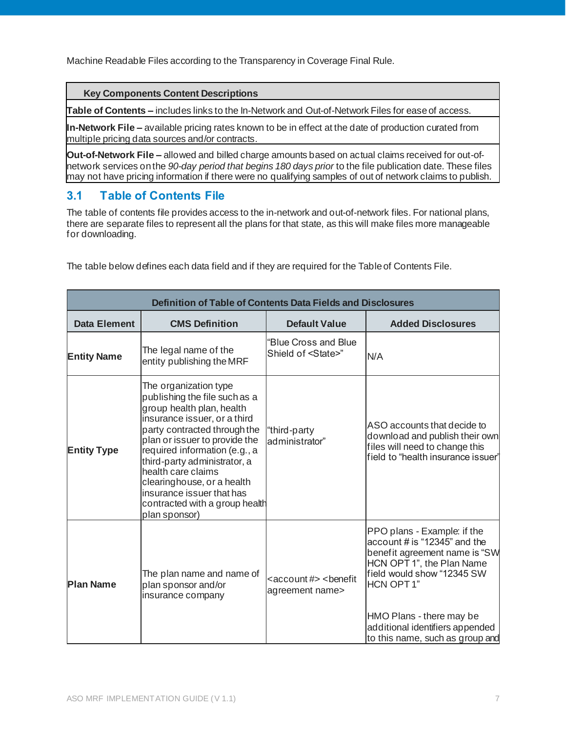Machine Readable Files according to the Transparency in Coverage Final Rule.

| Key Components Content Descriptions |
| --- |
| **Table of Contents –** includes links to the In-Network and Out-of-Network Files for ease of access. |
| **In-Network File –** available pricing rates known to be in effect at the date of production curated from multiple pricing data sources and/or contracts. |
| **Out-of-Network File –** allowed and billed charge amounts based on actual claims received for out-of-network services on the *90-day period that begins 180 days prior* to the file publication date. These files may not have pricing information if there were no qualifying samples of out of network claims to publish. |

## 3.1 Table of Contents File

The table of contents file provides access to the in-network and out-of-network files. For national plans, there are separate files to represent all the plans for that state, as this will make files more manageable for downloading.

The table below defines each data field and if they are required for the Table of Contents File.

| Definition of Table of Contents Data Fields and Disclosures | | | |
| --- | --- | --- | --- |
| **Data Element** | **CMS Definition** | **Default Value** | **Added Disclosures** |
| **Entity Name** | The legal name of the entity publishing the MRF | "Blue Cross and Blue Shield of <State>" | N/A |
| **Entity Type** | The organization type publishing the file such as a group health plan, health insurance issuer, or a third party contracted through the plan or issuer to provide the required information (e.g., a third-party administrator, a health care claims clearinghouse, or a health insurance issuer that has contracted with a group health plan sponsor) | "third-party administrator" | ASO accounts that decide to download and publish their own files will need to change this field to "health insurance issuer" |
| **Plan Name** | The plan name and name of plan sponsor and/or insurance company | <account #> <benefit agreement name> | PPO plans - Example: if the account # is "12345" and the benefit agreement name is "SW HCN OPT 1", the Plan Name field would show "12345 SW HCN OPT 1"<br><br>HMO Plans - there may be additional identifiers appended to this name, such as group and |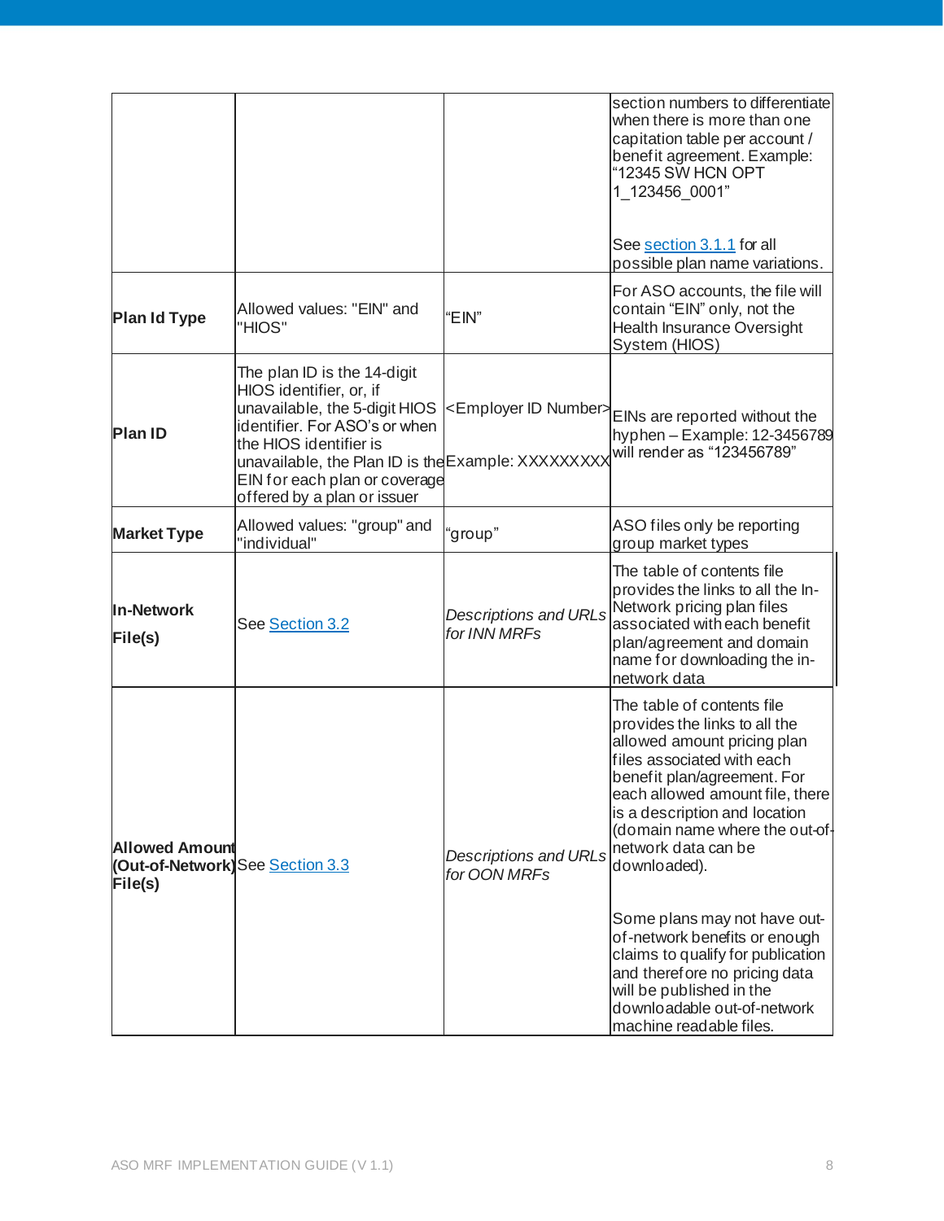| | | | |
|---|---|---|---|
| | | | section numbers to differentiate when there is more than one capitation table per account / benefit agreement. Example: "12345 SW HCN OPT 1_123456_0001"<br><br>See section 3.1.1 for all possible plan name variations. |
| **Plan Id Type** | Allowed values: "EIN" and "HIOS" | "EIN" | For ASO accounts, the file will contain "EIN" only, not the Health Insurance Oversight System (HIOS) |
| **Plan ID** | The plan ID is the 14-digit HIOS identifier, or, if unavailable, the 5-digit HIOS identifier. For ASO's or when the HIOS identifier is unavailable, the Plan ID is the EIN for each plan or coverage offered by a plan or issuer | <Employer ID Number><br>Example: XXXXXXXXX | EINs are reported without the hyphen – Example: 12-3456789 will render as "123456789" |
| **Market Type** | Allowed values: "group" and "individual" | "group" | ASO files only be reporting group market types |
| **In-Network File(s)** | See Section 3.2 | *Descriptions and URLs for INN MRFs* | The table of contents file provides the links to all the In-Network pricing plan files associated with each benefit plan/agreement and domain name for downloading the in-network data |
| **Allowed Amount (Out-of-Network) File(s)** | See Section 3.3 | *Descriptions and URLs for OON MRFs* | The table of contents file provides the links to all the allowed amount pricing plan files associated with each benefit plan/agreement. For each allowed amount file, there is a description and location (domain name where the out-of-network data can be downloaded).<br><br>Some plans may not have out-of-network benefits or enough claims to qualify for publication and therefore no pricing data will be published in the downloadable out-of-network machine readable files. |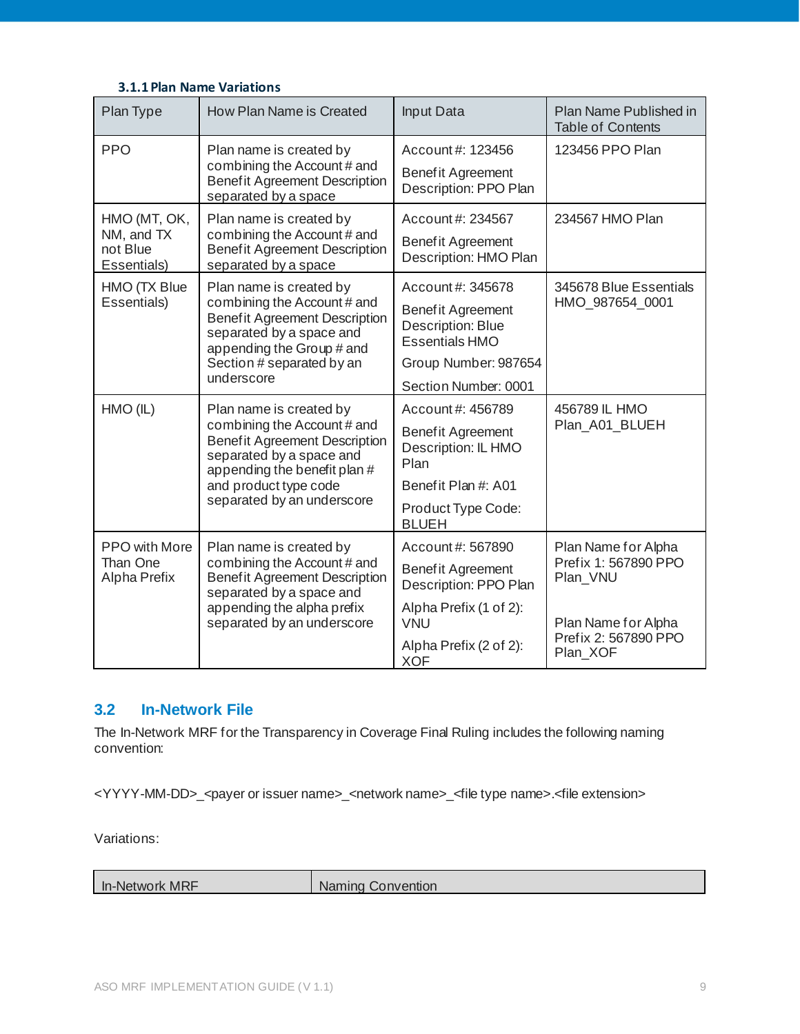### 3.1.1 Plan Name Variations

| Plan Type | How Plan Name is Created | Input Data | Plan Name Published in Table of Contents |
|---|---|---|---|
| PPO | Plan name is created by combining the Account # and Benefit Agreement Description separated by a space | Account #: 123456<br>Benefit Agreement Description: PPO Plan | 123456 PPO Plan |
| HMO (MT, OK, NM, and TX not Blue Essentials) | Plan name is created by combining the Account # and Benefit Agreement Description separated by a space | Account #: 234567<br>Benefit Agreement Description: HMO Plan | 234567 HMO Plan |
| HMO (TX Blue Essentials) | Plan name is created by combining the Account # and Benefit Agreement Description separated by a space and appending the Group # and Section # separated by an underscore | Account #: 345678<br>Benefit Agreement Description: Blue Essentials HMO<br>Group Number: 987654<br>Section Number: 0001 | 345678 Blue Essentials HMO_987654_0001 |
| HMO (IL) | Plan name is created by combining the Account # and Benefit Agreement Description separated by a space and appending the benefit plan # and product type code separated by an underscore | Account #: 456789<br>Benefit Agreement Description: IL HMO Plan<br>Benefit Plan #: A01<br>Product Type Code: BLUEH | 456789 IL HMO Plan_A01_BLUEH |
| PPO with More Than One Alpha Prefix | Plan name is created by combining the Account # and Benefit Agreement Description separated by a space and appending the alpha prefix separated by an underscore | Account #: 567890<br>Benefit Agreement Description: PPO Plan<br>Alpha Prefix (1 of 2): VNU<br>Alpha Prefix (2 of 2): XOF | Plan Name for Alpha Prefix 1: 567890 PPO Plan_VNU<br><br>Plan Name for Alpha Prefix 2: 567890 PPO Plan_XOF |

## 3.2 In-Network File

The In-Network MRF for the Transparency in Coverage Final Ruling includes the following naming convention:

<YYYY-MM-DD>_<payer or issuer name>_<network name>_<file type name>.<file extension>

Variations:

| In-Network MRF | Naming Convention |
|---|---|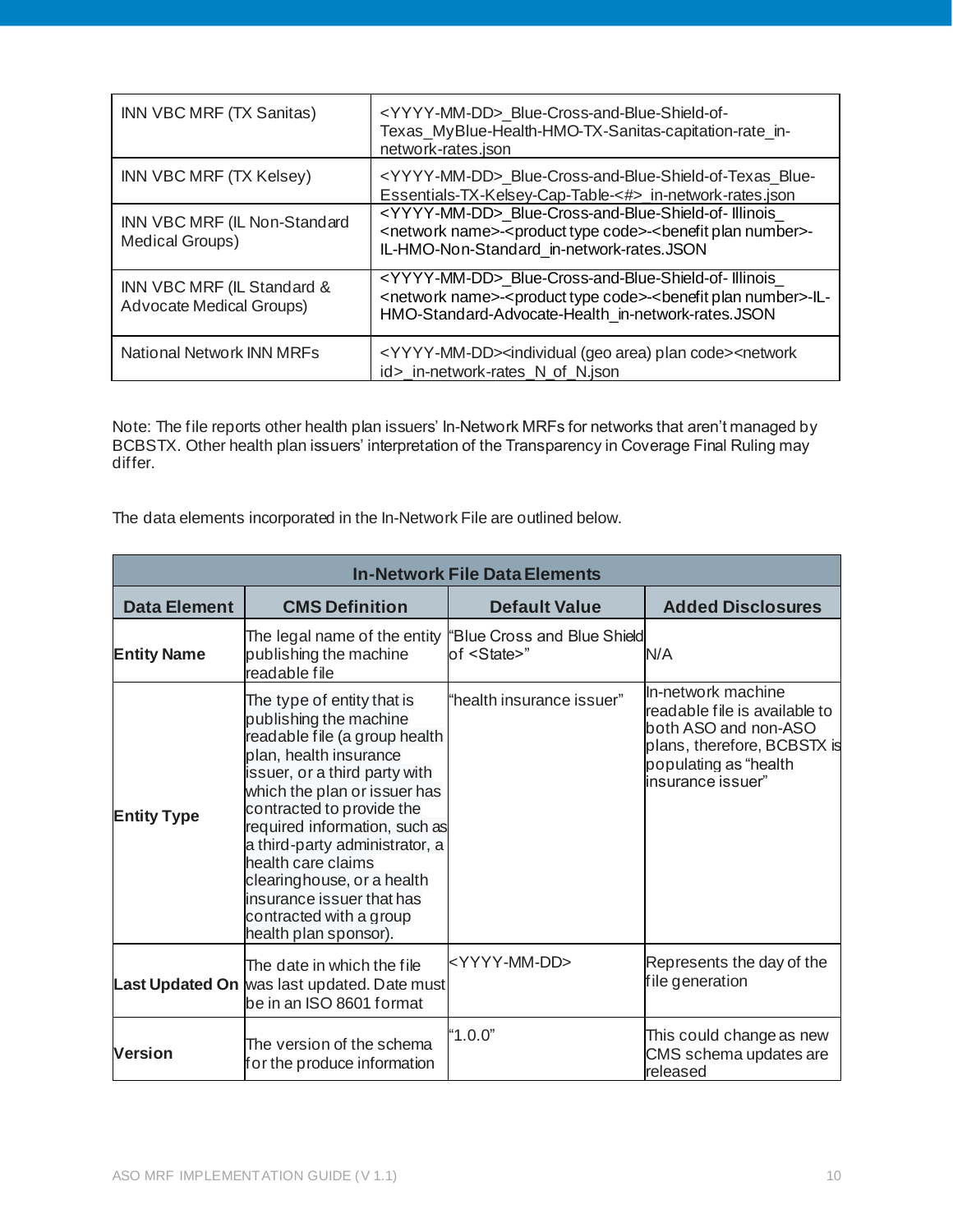| | |
|---|---|
| INN VBC MRF (TX Sanitas) | <YYYY-MM-DD>_Blue-Cross-and-Blue-Shield-of-Texas_MyBlue-Health-HMO-TX-Sanitas-capitation-rate_in-network-rates.json |
| INN VBC MRF (TX Kelsey) | <YYYY-MM-DD>_Blue-Cross-and-Blue-Shield-of-Texas_Blue-Essentials-TX-Kelsey-Cap-Table-<#>_in-network-rates.json |
| INN VBC MRF (IL Non-Standard Medical Groups) | <YYYY-MM-DD>_Blue-Cross-and-Blue-Shield-of- Illinois_ <network name>-<product type code>-<benefit plan number>-IL-HMO-Non-Standard_in-network-rates.JSON |
| INN VBC MRF (IL Standard & Advocate Medical Groups) | <YYYY-MM-DD>_Blue-Cross-and-Blue-Shield-of- Illinois_ <network name>-<product type code>-<benefit plan number>-IL-HMO-Standard-Advocate-Health_in-network-rates.JSON |
| National Network INN MRFs | <YYYY-MM-DD><individual (geo area) plan code><network id>_in-network-rates_N_of_N.json |

Note: The file reports other health plan issuers' In-Network MRFs for networks that aren't managed by BCBSTX. Other health plan issuers' interpretation of the Transparency in Coverage Final Ruling may differ.

The data elements incorporated in the In-Network File are outlined below.

| In-Network File Data Elements | | | |
|---|---|---|---|
| **Data Element** | **CMS Definition** | **Default Value** | **Added Disclosures** |
| **Entity Name** | The legal name of the entity publishing the machine readable file | "Blue Cross and Blue Shield of <State>" | N/A |
| **Entity Type** | The type of entity that is publishing the machine readable file (a group health plan, health insurance issuer, or a third party with which the plan or issuer has contracted to provide the required information, such as a third-party administrator, a health care claims clearinghouse, or a health insurance issuer that has contracted with a group health plan sponsor). | "health insurance issuer" | In-network machine readable file is available to both ASO and non-ASO plans, therefore, BCBSTX is populating as "health insurance issuer" |
| **Last Updated On** | The date in which the file was last updated. Date must be in an ISO 8601 format | <YYYY-MM-DD> | Represents the day of the file generation |
| **Version** | The version of the schema for the produce information | "1.0.0" | This could change as new CMS schema updates are released |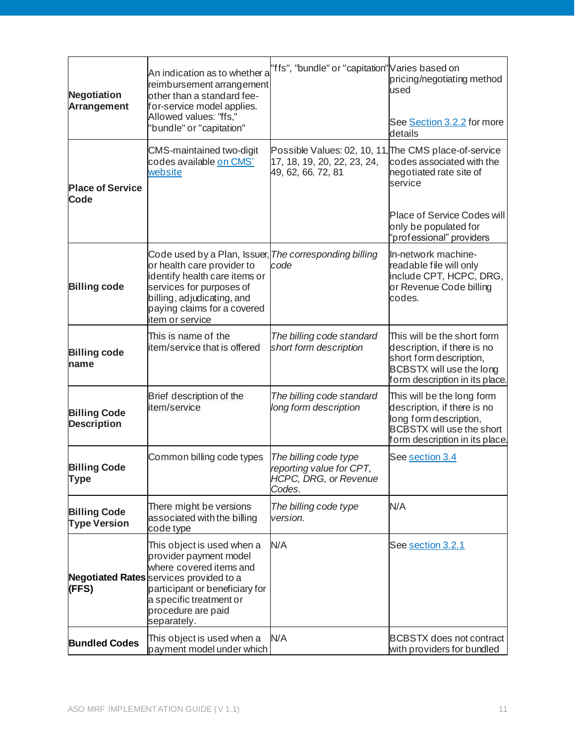| **Negotiation Arrangement** | An indication as to whether a reimbursement arrangement other than a standard fee-for-service model applies. Allowed values: "ffs," "bundle" or "capitation" | "ffs", "bundle" or "capitation" | Varies based on pricing/negotiating method used<br><br>See Section 3.2.2 for more details |
|---|---|---|---|
| **Place of Service Code** | CMS-maintained two-digit codes available on CMS' website | Possible Values: 02, 10, 11, 17, 18, 19, 20, 22, 23, 24, 49, 62, 66, 72, 81 | The CMS place-of-service codes associated with the negotiated rate site of service<br><br>Place of Service Codes will only be populated for "professional" providers |
| **Billing code** | Code used by a Plan, Issuer, or health care provider to identify health care items or services for purposes of billing, adjudicating, and paying claims for a covered item or service | *The corresponding billing code* | In-network machine-readable file will only include CPT, HCPC, DRG, or Revenue Code billing codes. |
| **Billing code name** | This is name of the item/service that is offered | *The billing code standard short form description* | This will be the short form description, if there is no short form description, BCBSTX will use the long form description in its place. |
| **Billing Code Description** | Brief description of the item/service | *The billing code standard long form description* | This will be the long form description, if there is no long form description, BCBSTX will use the short form description in its place. |
| **Billing Code Type** | Common billing code types | *The billing code type reporting value for CPT, HCPC, DRG, or Revenue Codes.* | See section 3.4 |
| **Billing Code Type Version** | There might be versions associated with the billing code type | *The billing code type version.* | N/A |
| **Negotiated Rates (FFS)** | This object is used when a provider payment model where covered items and services provided to a participant or beneficiary for a specific treatment or procedure are paid separately. | N/A | See section 3.2.1 |
| **Bundled Codes** | This object is used when a payment model under which | N/A | BCBSTX does not contract with providers for bundled |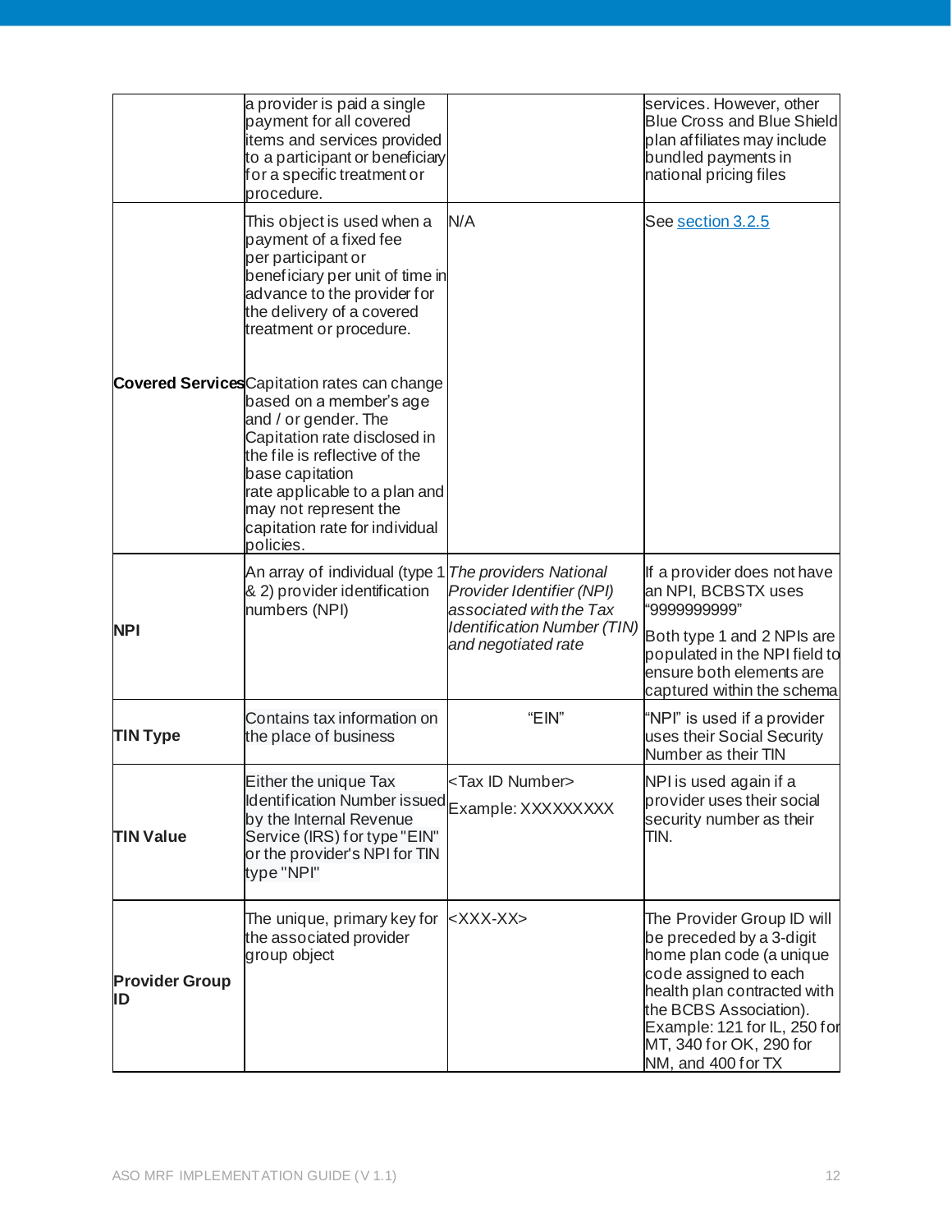| | | | |
|---|---|---|---|
| | a provider is paid a single payment for all covered items and services provided to a participant or beneficiary for a specific treatment or procedure. | | services. However, other Blue Cross and Blue Shield plan affiliates may include bundled payments in national pricing files |
| **Covered Services** | This object is used when a payment of a fixed fee per participant or beneficiary per unit of time in advance to the provider for the delivery of a covered treatment or procedure.<br><br>Capitation rates can change based on a member's age and / or gender. The Capitation rate disclosed in the file is reflective of the base capitation rate applicable to a plan and may not represent the capitation rate for individual policies. | N/A | See section 3.2.5 |
| **NPI** | An array of individual (type 1 & 2) provider identification numbers (NPI) | *The providers National Provider Identifier (NPI) associated with the Tax Identification Number (TIN) and negotiated rate* | If a provider does not have an NPI, BCBSTX uses "9999999999"<br><br>Both type 1 and 2 NPIs are populated in the NPI field to ensure both elements are captured within the schema |
| **TIN Type** | Contains tax information on the place of business | "EIN" | "NPI" is used if a provider uses their Social Security Number as their TIN |
| **TIN Value** | Either the unique Tax Identification Number issued by the Internal Revenue Service (IRS) for type "EIN" or the provider's NPI for TIN type "NPI" | <Tax ID Number><br>Example: XXXXXXXXX | NPI is used again if a provider uses their social security number as their TIN. |
| **Provider Group ID** | The unique, primary key for the associated provider group object | <XXX-XX> | The Provider Group ID will be preceded by a 3-digit home plan code (a unique code assigned to each health plan contracted with the BCBS Association). Example: 121 for IL, 250 for MT, 340 for OK, 290 for NM, and 400 for TX |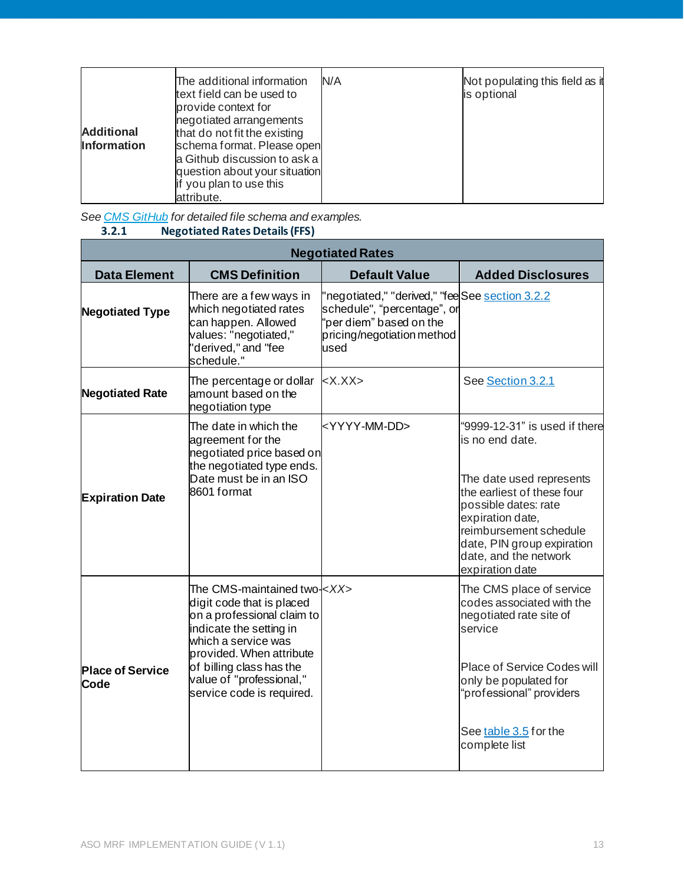| | | | |
|---|---|---|---|
| **Additional Information** | The additional information text field can be used to provide context for negotiated arrangements that do not fit the existing schema format. Please open a Github discussion to ask a question about your situation if you plan to use this attribute. | N/A | Not populating this field as it is optional |

*See CMS GitHub for detailed file schema and examples.*

### 3.2.1 Negotiated Rates Details (FFS)

| Negotiated Rates | | | |
|---|---|---|---|
| **Data Element** | **CMS Definition** | **Default Value** | **Added Disclosures** |
| **Negotiated Type** | There are a few ways in which negotiated rates can happen. Allowed values: "negotiated," "derived," and "fee schedule." | "negotiated," "derived," "fee schedule", "percentage", or "per diem" based on the pricing/negotiation method used | See section 3.2.2 |
| **Negotiated Rate** | The percentage or dollar amount based on the negotiation type | <X.XX> | See Section 3.2.1 |
| **Expiration Date** | The date in which the agreement for the negotiated price based on the negotiated type ends. Date must be in an ISO 8601 format | <YYYY-MM-DD> | "9999-12-31" is used if there is no end date.<br><br>The date used represents the earliest of these four possible dates: rate expiration date, reimbursement schedule date, PIN group expiration date, and the network expiration date |
| **Place of Service Code** | The CMS-maintained two-digit code that is placed on a professional claim to indicate the setting in which a service was provided. When attribute of billing class has the value of "professional," service code is required. | *<XX>* | The CMS place of service codes associated with the negotiated rate site of service<br><br>Place of Service Codes will only be populated for "professional" providers<br><br>See table 3.5 for the complete list |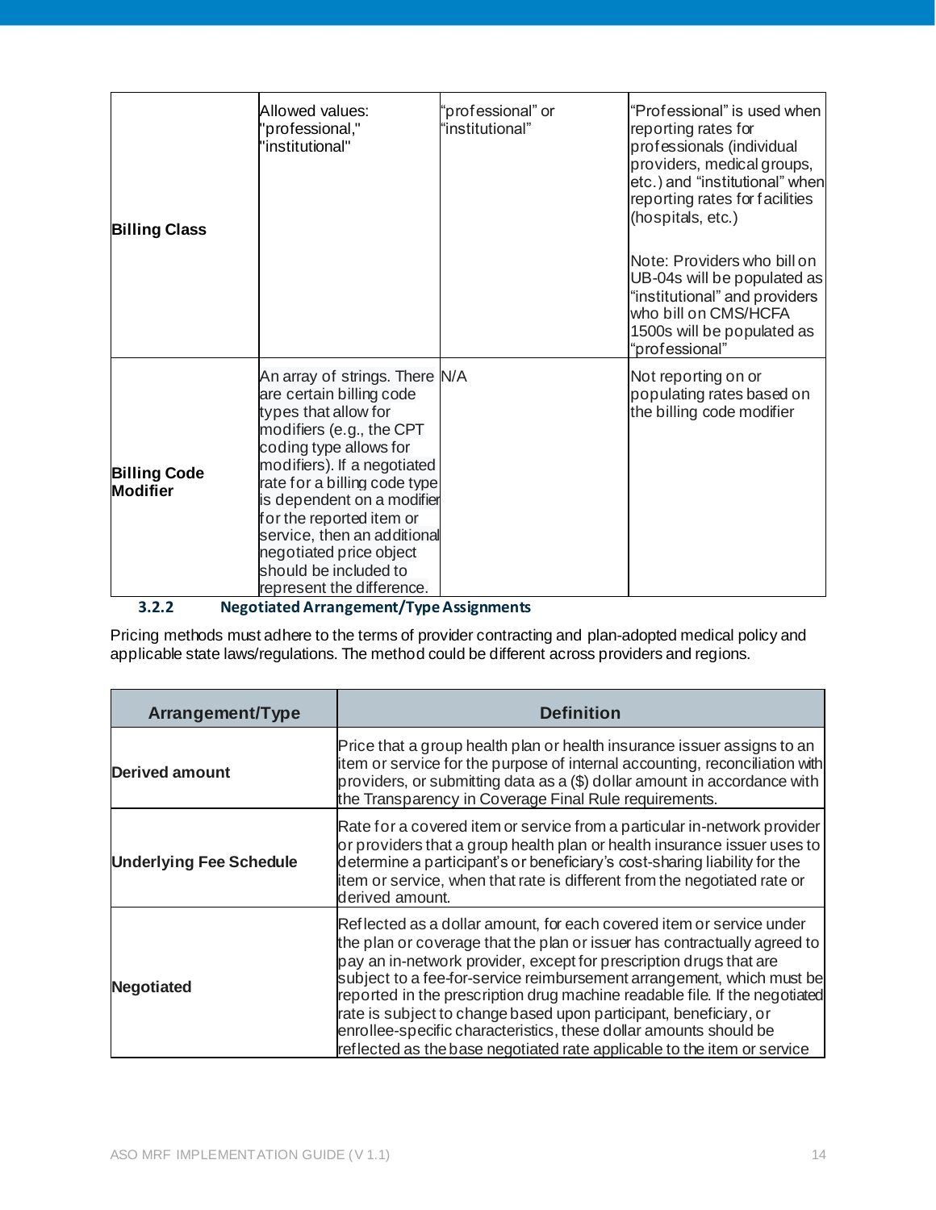| | | | |
|---|---|---|---|
| **Billing Class** | Allowed values: "professional," "institutional" | "professional" or "institutional" | "Professional" is used when reporting rates for professionals (individual providers, medical groups, etc.) and "institutional" when reporting rates for facilities (hospitals, etc.)<br><br>Note: Providers who bill on UB-04s will be populated as "institutional" and providers who bill on CMS/HCFA 1500s will be populated as "professional" |
| **Billing Code Modifier** | An array of strings. There are certain billing code types that allow for modifiers (e.g., the CPT coding type allows for modifiers). If a negotiated rate for a billing code type is dependent on a modifier for the reported item or service, then an additional negotiated price object should be included to represent the difference. | N/A | Not reporting on or populating rates based on the billing code modifier |

### 3.2.2 Negotiated Arrangement/Type Assignments

Pricing methods must adhere to the terms of provider contracting and plan-adopted medical policy and applicable state laws/regulations. The method could be different across providers and regions.

| Arrangement/Type | Definition |
|---|---|
| **Derived amount** | Price that a group health plan or health insurance issuer assigns to an item or service for the purpose of internal accounting, reconciliation with providers, or submitting data as a ($) dollar amount in accordance with the Transparency in Coverage Final Rule requirements. |
| **Underlying Fee Schedule** | Rate for a covered item or service from a particular in-network provider or providers that a group health plan or health insurance issuer uses to determine a participant's or beneficiary's cost-sharing liability for the item or service, when that rate is different from the negotiated rate or derived amount. |
| **Negotiated** | Reflected as a dollar amount, for each covered item or service under the plan or coverage that the plan or issuer has contractually agreed to pay an in-network provider, except for prescription drugs that are subject to a fee-for-service reimbursement arrangement, which must be reported in the prescription drug machine readable file. If the negotiated rate is subject to change based upon participant, beneficiary, or enrollee-specific characteristics, these dollar amounts should be reflected as the base negotiated rate applicable to the item or service |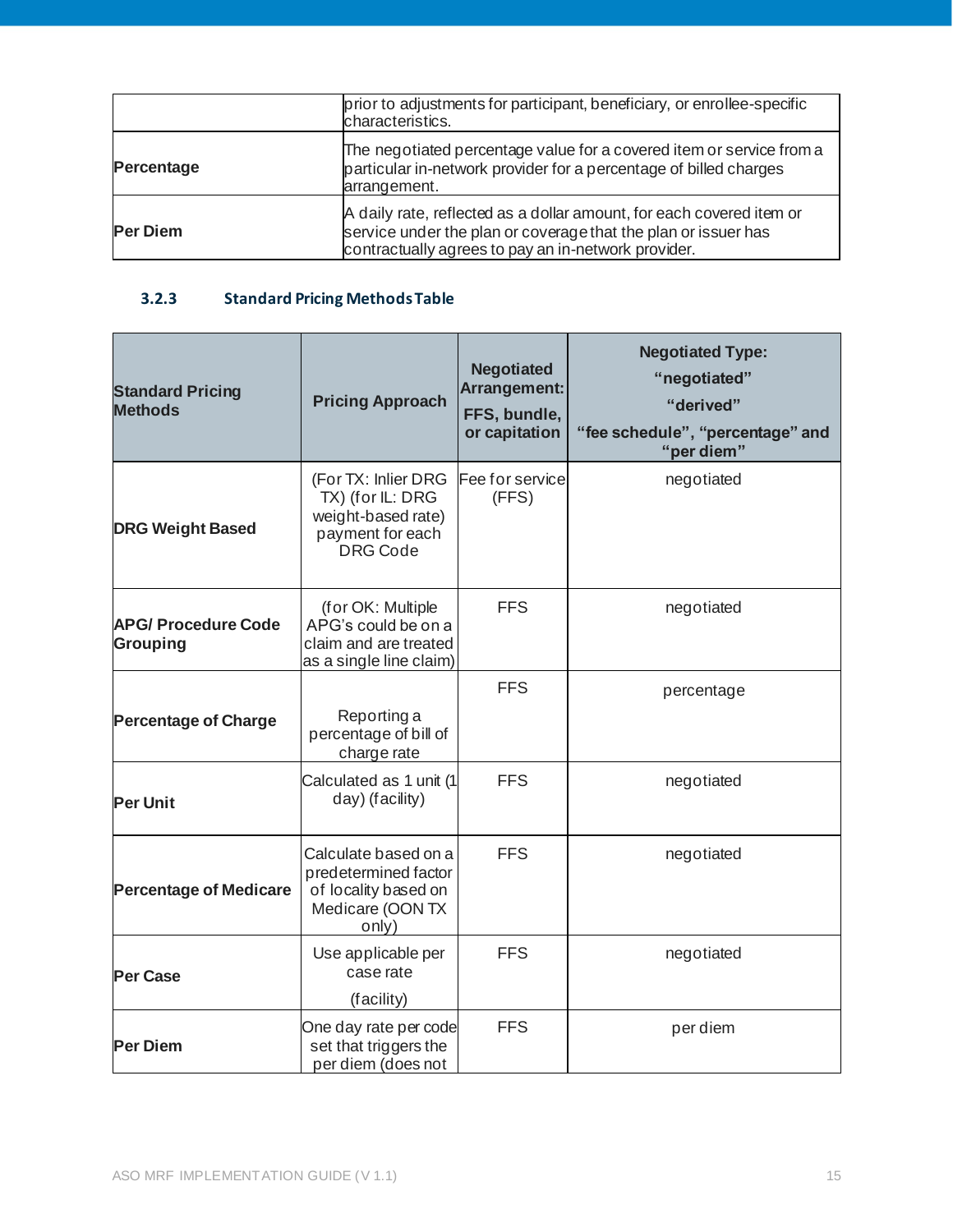| | |
|---|---|
| | prior to adjustments for participant, beneficiary, or enrollee-specific characteristics. |
| **Percentage** | The negotiated percentage value for a covered item or service from a particular in-network provider for a percentage of billed charges arrangement. |
| **Per Diem** | A daily rate, reflected as a dollar amount, for each covered item or service under the plan or coverage that the plan or issuer has contractually agrees to pay an in-network provider. |

### 3.2.3 Standard Pricing Methods Table

| Standard Pricing Methods | Pricing Approach | Negotiated Arrangement: FFS, bundle, or capitation | Negotiated Type: "negotiated" "derived" "fee schedule", "percentage" and "per diem" |
|---|---|---|---|
| **DRG Weight Based** | (For TX: Inlier DRG TX) (for IL: DRG weight-based rate) payment for each DRG Code | Fee for service (FFS) | negotiated |
| **APG/ Procedure Code Grouping** | (for OK: Multiple APG's could be on a claim and are treated as a single line claim) | FFS | negotiated |
| **Percentage of Charge** | Reporting a percentage of bill of charge rate | FFS | percentage |
| **Per Unit** | Calculated as 1 unit (1 day) (facility) | FFS | negotiated |
| **Percentage of Medicare** | Calculate based on a predetermined factor of locality based on Medicare (OON TX only) | FFS | negotiated |
| **Per Case** | Use applicable per case rate (facility) | FFS | negotiated |
| **Per Diem** | One day rate per code set that triggers the per diem (does not | FFS | per diem |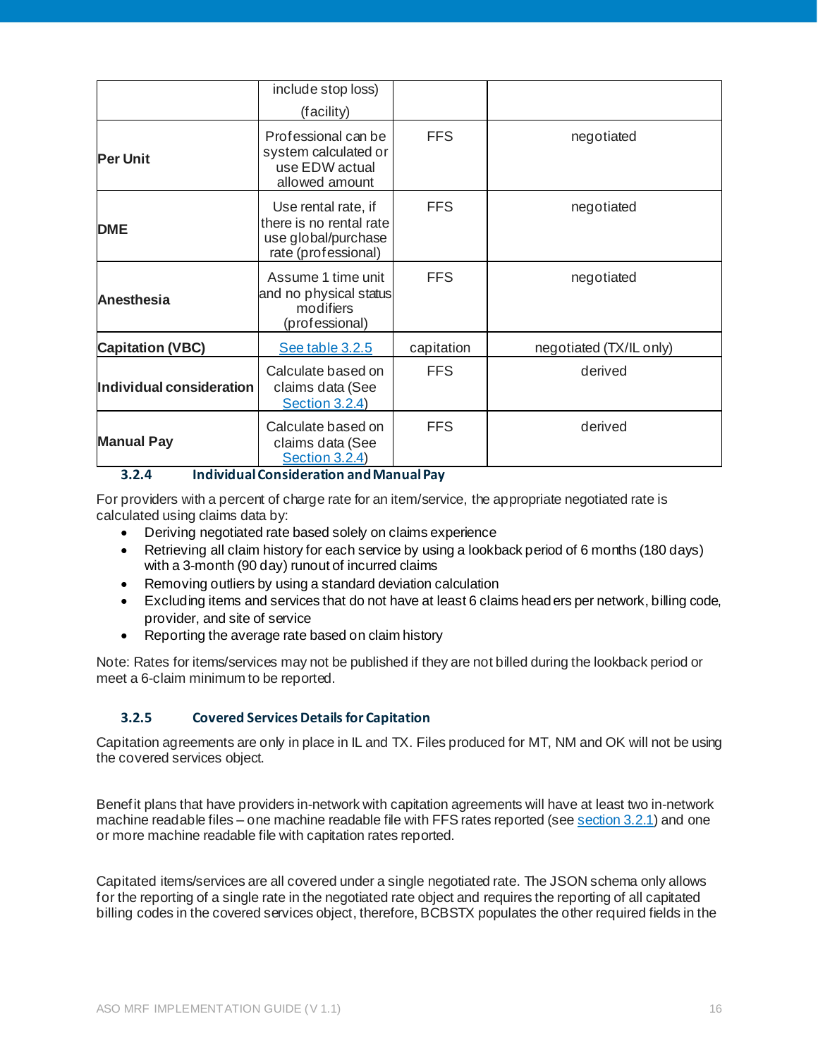|  | include stop loss) (facility) |  |  |
|---|---|---|---|
| **Per Unit** | Professional can be system calculated or use EDW actual allowed amount | FFS | negotiated |
| **DME** | Use rental rate, if there is no rental rate use global/purchase rate (professional) | FFS | negotiated |
| **Anesthesia** | Assume 1 time unit and no physical status modifiers (professional) | FFS | negotiated |
| **Capitation (VBC)** | See table 3.2.5 | capitation | negotiated (TX/IL only) |
| **Individual consideration** | Calculate based on claims data (See Section 3.2.4) | FFS | derived |
| **Manual Pay** | Calculate based on claims data (See Section 3.2.4) | FFS | derived |

### 3.2.4 Individual Consideration and Manual Pay

For providers with a percent of charge rate for an item/service, the appropriate negotiated rate is calculated using claims data by:

- Deriving negotiated rate based solely on claims experience
- Retrieving all claim history for each service by using a lookback period of 6 months (180 days) with a 3-month (90 day) runout of incurred claims
- Removing outliers by using a standard deviation calculation
- Excluding items and services that do not have at least 6 claims headers per network, billing code, provider, and site of service
- Reporting the average rate based on claim history

Note: Rates for items/services may not be published if they are not billed during the lookback period or meet a 6-claim minimum to be reported.

### 3.2.5 Covered Services Details for Capitation

Capitation agreements are only in place in IL and TX. Files produced for MT, NM and OK will not be using the covered services object.

Benefit plans that have providers in-network with capitation agreements will have at least two in-network machine readable files – one machine readable file with FFS rates reported (see section 3.2.1) and one or more machine readable file with capitation rates reported.

Capitated items/services are all covered under a single negotiated rate. The JSON schema only allows for the reporting of a single rate in the negotiated rate object and requires the reporting of all capitated billing codes in the covered services object, therefore, BCBSTX populates the other required fields in the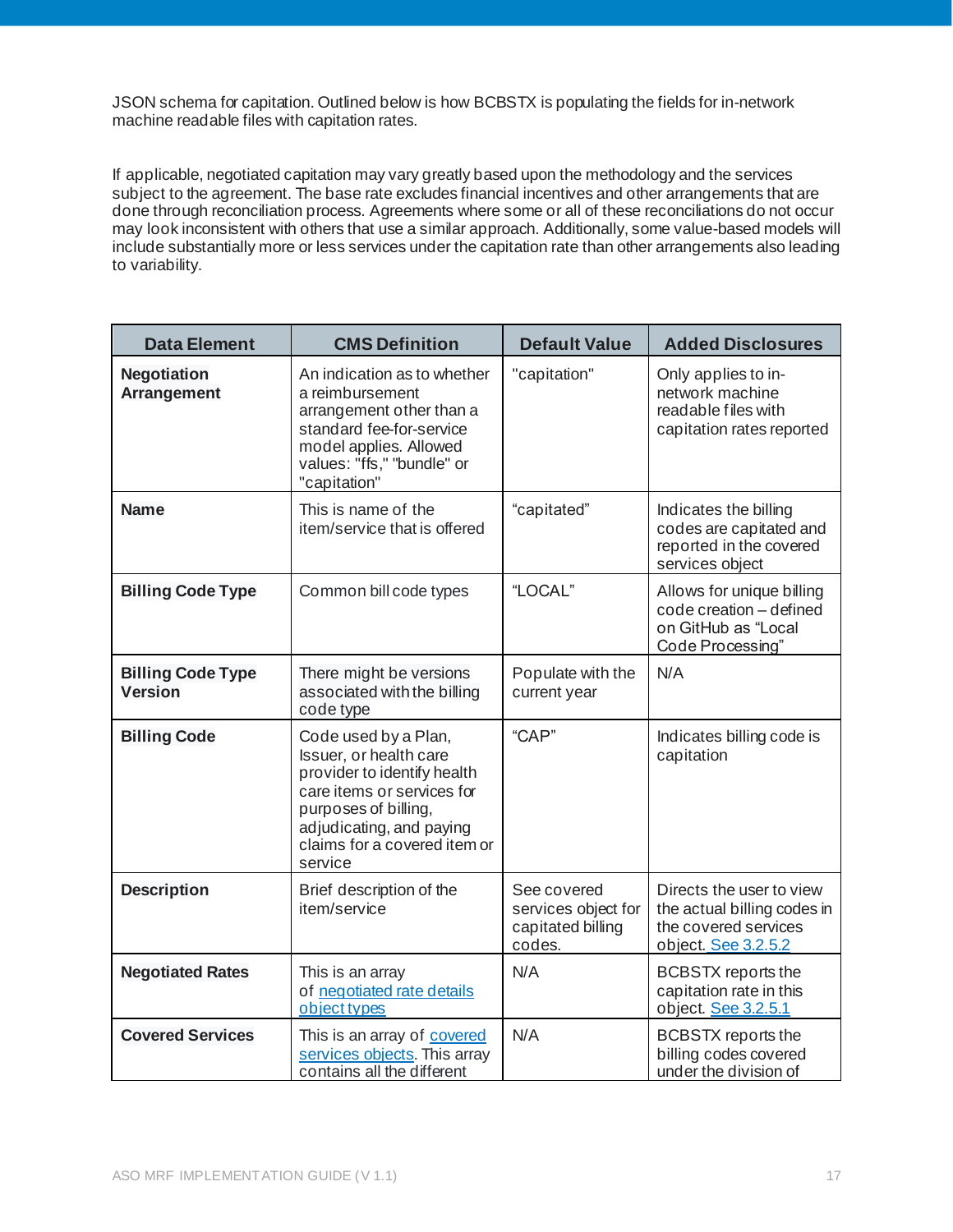JSON schema for capitation. Outlined below is how BCBSTX is populating the fields for in-network machine readable files with capitation rates.

If applicable, negotiated capitation may vary greatly based upon the methodology and the services subject to the agreement. The base rate excludes financial incentives and other arrangements that are done through reconciliation process. Agreements where some or all of these reconciliations do not occur may look inconsistent with others that use a similar approach. Additionally, some value-based models will include substantially more or less services under the capitation rate than other arrangements also leading to variability.

| Data Element | CMS Definition | Default Value | Added Disclosures |
|---|---|---|---|
| **Negotiation Arrangement** | An indication as to whether a reimbursement arrangement other than a standard fee-for-service model applies. Allowed values: "ffs," "bundle" or "capitation" | "capitation" | Only applies to in-network machine readable files with capitation rates reported |
| **Name** | This is name of the item/service that is offered | "capitated" | Indicates the billing codes are capitated and reported in the covered services object |
| **Billing Code Type** | Common bill code types | "LOCAL" | Allows for unique billing code creation – defined on GitHub as "Local Code Processing" |
| **Billing Code Type Version** | There might be versions associated with the billing code type | Populate with the current year | N/A |
| **Billing Code** | Code used by a Plan, Issuer, or health care provider to identify health care items or services for purposes of billing, adjudicating, and paying claims for a covered item or service | "CAP" | Indicates billing code is capitation |
| **Description** | Brief description of the item/service | See covered services object for capitated billing codes. | Directs the user to view the actual billing codes in the covered services object. See 3.2.5.2 |
| **Negotiated Rates** | This is an array of negotiated rate details object types | N/A | BCBSTX reports the capitation rate in this object. See 3.2.5.1 |
| **Covered Services** | This is an array of covered services objects. This array contains all the different | N/A | BCBSTX reports the billing codes covered under the division of |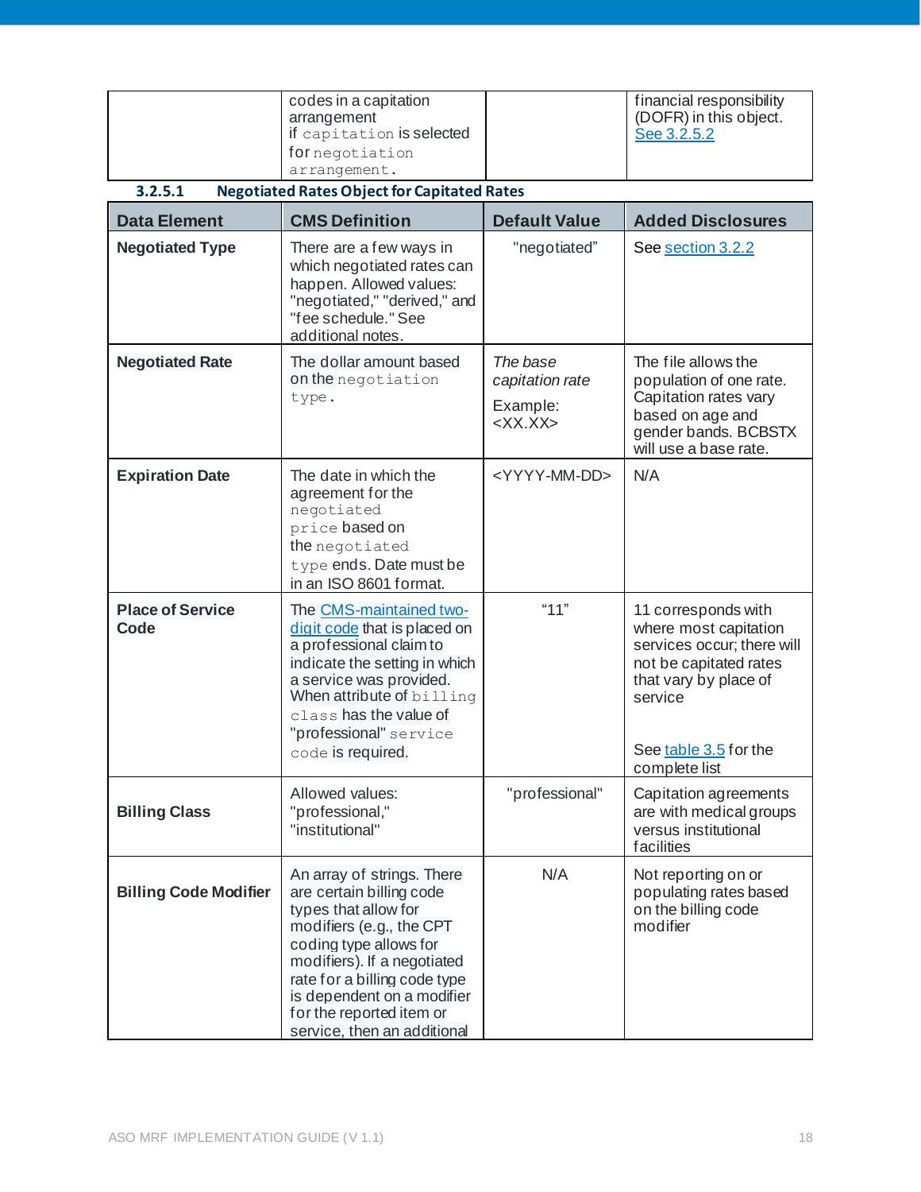| | codes in a capitation arrangement if capitation is selected for negotiation arrangement. | | financial responsibility (DOFR) in this object. See 3.2.5.2 |
|---|---|---|---|

### 3.2.5.1 Negotiated Rates Object for Capitated Rates

| Data Element | CMS Definition | Default Value | Added Disclosures |
|---|---|---|---|
| **Negotiated Type** | There are a few ways in which negotiated rates can happen. Allowed values: "negotiated," "derived," and "fee schedule." See additional notes. | "negotiated" | See section 3.2.2 |
| **Negotiated Rate** | The dollar amount based on the negotiation type. | *The base capitation rate*<br>Example: <XX.XX> | The file allows the population of one rate. Capitation rates vary based on age and gender bands. BCBSTX will use a base rate. |
| **Expiration Date** | The date in which the agreement for the negotiated price based on the negotiated type ends. Date must be in an ISO 8601 format. | <YYYY-MM-DD> | N/A |
| **Place of Service Code** | The CMS-maintained two-digit code that is placed on a professional claim to indicate the setting in which a service was provided. When attribute of billing class has the value of "professional" service code is required. | "11" | 11 corresponds with where most capitation services occur; there will not be capitated rates that vary by place of service<br><br>See table 3.5 for the complete list |
| **Billing Class** | Allowed values: "professional," "institutional" | "professional" | Capitation agreements are with medical groups versus institutional facilities |
| **Billing Code Modifier** | An array of strings. There are certain billing code types that allow for modifiers (e.g., the CPT coding type allows for modifiers). If a negotiated rate for a billing code type is dependent on a modifier for the reported item or service, then an additional | N/A | Not reporting on or populating rates based on the billing code modifier |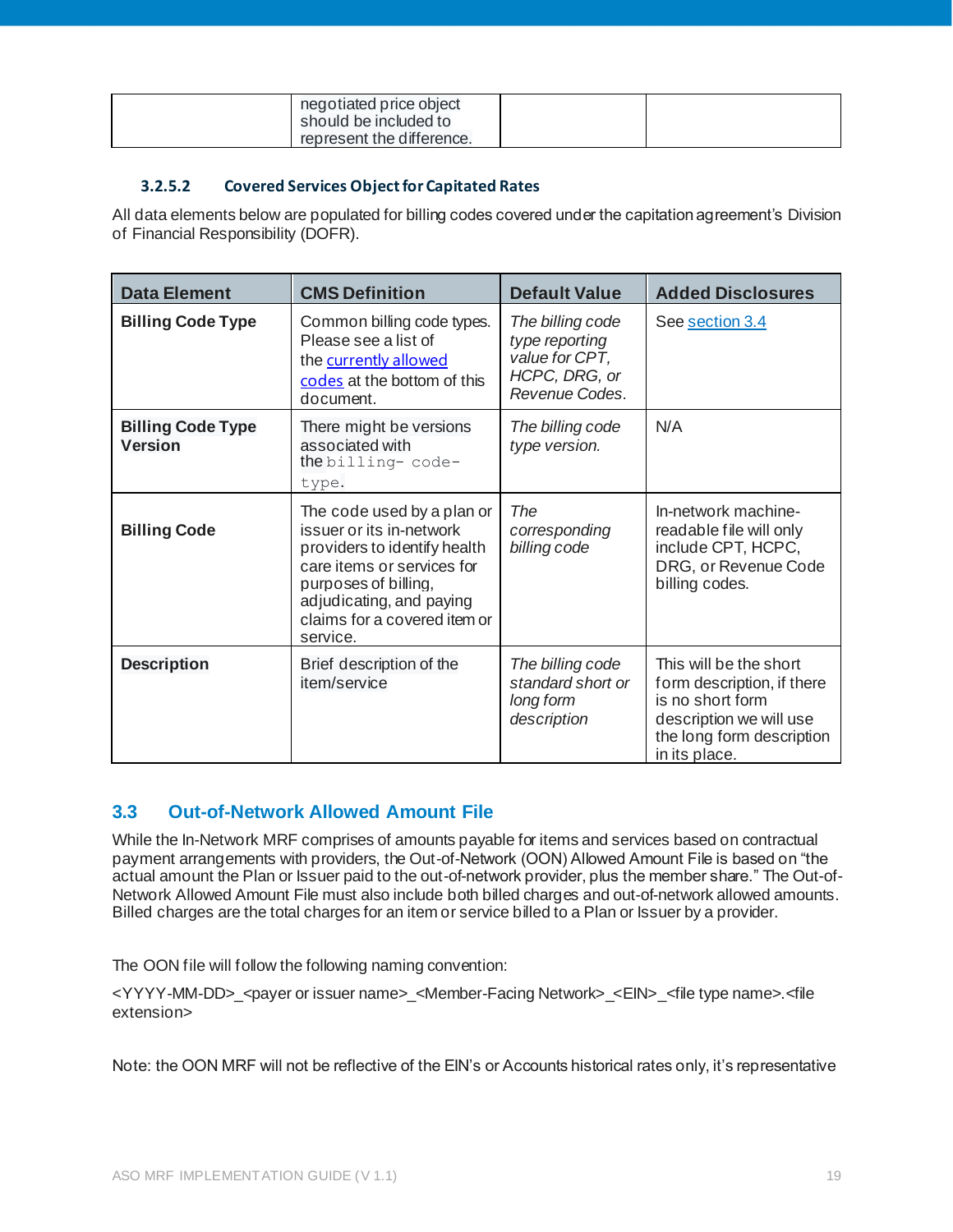|  | negotiated price object should be included to represent the difference. |  |  |
|---|---|---|---|

#### 3.2.5.2 Covered Services Object for Capitated Rates

All data elements below are populated for billing codes covered under the capitation agreement's Division of Financial Responsibility (DOFR).

| Data Element | CMS Definition | Default Value | Added Disclosures |
|---|---|---|---|
| **Billing Code Type** | Common billing code types. Please see a list of the currently allowed codes at the bottom of this document. | *The billing code type reporting value for CPT, HCPC, DRG, or Revenue Codes.* | See section 3.4 |
| **Billing Code Type Version** | There might be versions associated with the `billing- code-type`. | *The billing code type version.* | N/A |
| **Billing Code** | The code used by a plan or issuer or its in-network providers to identify health care items or services for purposes of billing, adjudicating, and paying claims for a covered item or service. | *The corresponding billing code* | In-network machine-readable file will only include CPT, HCPC, DRG, or Revenue Code billing codes. |
| **Description** | Brief description of the item/service | *The billing code standard short or long form description* | This will be the short form description, if there is no short form description we will use the long form description in its place. |

## 3.3 Out-of-Network Allowed Amount File

While the In-Network MRF comprises of amounts payable for items and services based on contractual payment arrangements with providers, the Out-of-Network (OON) Allowed Amount File is based on "the actual amount the Plan or Issuer paid to the out-of-network provider, plus the member share." The Out-of-Network Allowed Amount File must also include both billed charges and out-of-network allowed amounts. Billed charges are the total charges for an item or service billed to a Plan or Issuer by a provider.

The OON file will follow the following naming convention:

<YYYY-MM-DD>_<payer or issuer name>_<Member-Facing Network>_<EIN>_<file type name>.<file extension>

Note: the OON MRF will not be reflective of the EIN's or Accounts historical rates only, it's representative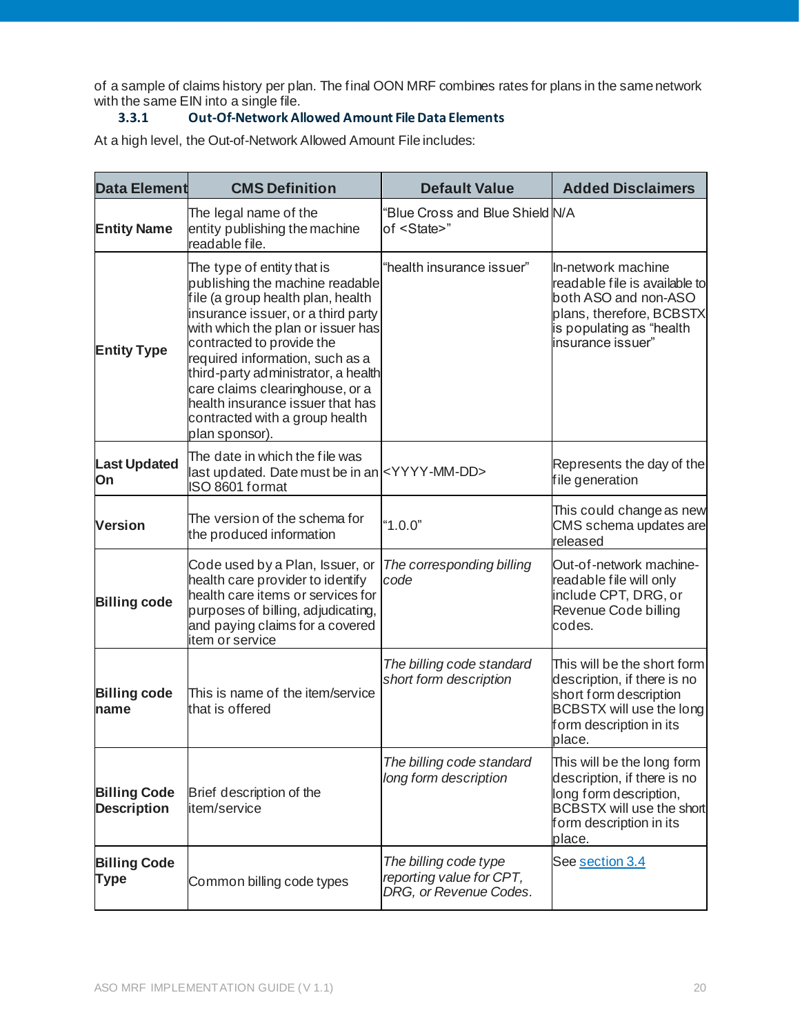of a sample of claims history per plan. The final OON MRF combines rates for plans in the same network with the same EIN into a single file.

### 3.3.1 Out-Of-Network Allowed Amount File Data Elements

At a high level, the Out-of-Network Allowed Amount File includes:

| Data Element | CMS Definition | Default Value | Added Disclaimers |
|---|---|---|---|
| **Entity Name** | The legal name of the entity publishing the machine readable file. | "Blue Cross and Blue Shield of <State>" | N/A |
| **Entity Type** | The type of entity that is publishing the machine readable file (a group health plan, health insurance issuer, or a third party with which the plan or issuer has contracted to provide the required information, such as a third-party administrator, a health care claims clearinghouse, or a health insurance issuer that has contracted with a group health plan sponsor). | "health insurance issuer" | In-network machine readable file is available to both ASO and non-ASO plans, therefore, BCBSTX is populating as "health insurance issuer" |
| **Last Updated On** | The date in which the file was last updated. Date must be in an ISO 8601 format | <YYYY-MM-DD> | Represents the day of the file generation |
| **Version** | The version of the schema for the produced information | "1.0.0" | This could change as new CMS schema updates are released |
| **Billing code** | Code used by a Plan, Issuer, or health care provider to identify health care items or services for purposes of billing, adjudicating, and paying claims for a covered item or service | *The corresponding billing code* | Out-of-network machine-readable file will only include CPT, DRG, or Revenue Code billing codes. |
| **Billing code name** | This is name of the item/service that is offered | *The billing code standard short form description* | This will be the short form description, if there is no short form description BCBSTX will use the long form description in its place. |
| **Billing Code Description** | Brief description of the item/service | *The billing code standard long form description* | This will be the long form description, if there is no long form description, BCBSTX will use the short form description in its place. |
| **Billing Code Type** | Common billing code types | *The billing code type reporting value for CPT, DRG, or Revenue Codes.* | See section 3.4 |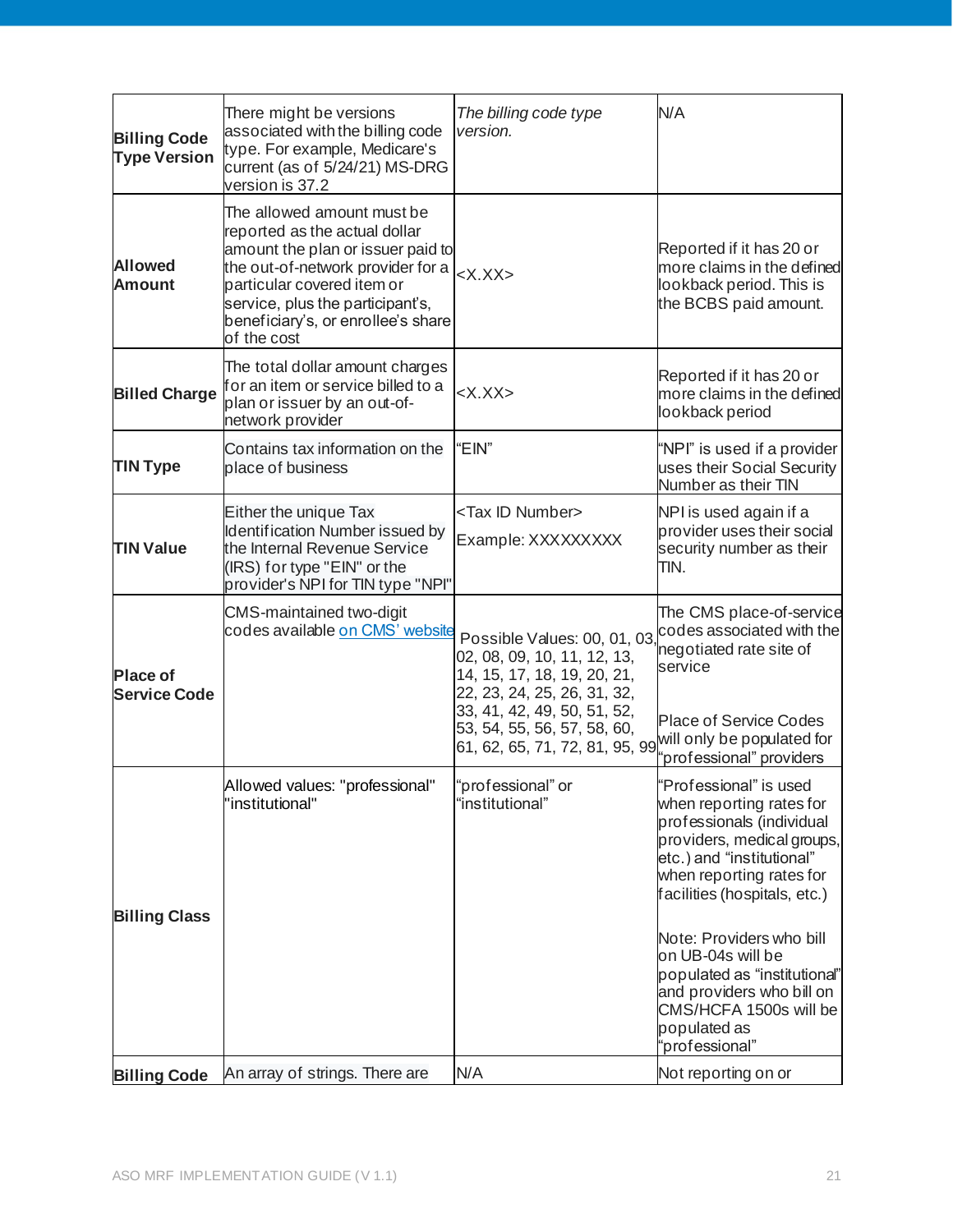| | | | |
|---|---|---|---|
| **Billing Code Type Version** | There might be versions associated with the billing code type. For example, Medicare's current (as of 5/24/21) MS-DRG version is 37.2 | *The billing code type version.* | N/A |
| **Allowed Amount** | The allowed amount must be reported as the actual dollar amount the plan or issuer paid to the out-of-network provider for a particular covered item or service, plus the participant's, beneficiary's, or enrollee's share of the cost | <X.XX> | Reported if it has 20 or more claims in the defined lookback period. This is the BCBS paid amount. |
| **Billed Charge** | The total dollar amount charges for an item or service billed to a plan or issuer by an out-of-network provider | <X.XX> | Reported if it has 20 or more claims in the defined lookback period |
| **TIN Type** | Contains tax information on the place of business | "EIN" | "NPI" is used if a provider uses their Social Security Number as their TIN |
| **TIN Value** | Either the unique Tax Identification Number issued by the Internal Revenue Service (IRS) for type "EIN" or the provider's NPI for TIN type "NPI" | <Tax ID Number><br>Example: XXXXXXXXX | NPI is used again if a provider uses their social security number as their TIN. |
| **Place of Service Code** | CMS-maintained two-digit codes available [on CMS' website](#) | Possible Values: 00, 01, 03, 02, 08, 09, 10, 11, 12, 13, 14, 15, 17, 18, 19, 20, 21, 22, 23, 24, 25, 26, 31, 32, 33, 41, 42, 49, 50, 51, 52, 53, 54, 55, 56, 57, 58, 60, 61, 62, 65, 71, 72, 81, 95, 99 | The CMS place-of-service codes associated with the negotiated rate site of service<br><br>Place of Service Codes will only be populated for "professional" providers |
| **Billing Class** | Allowed values: "professional" "institutional" | "professional" or "institutional" | "Professional" is used when reporting rates for professionals (individual providers, medical groups, etc.) and "institutional" when reporting rates for facilities (hospitals, etc.)<br><br>Note: Providers who bill on UB-04s will be populated as "institutional" and providers who bill on CMS/HCFA 1500s will be populated as "professional" |
| **Billing Code** | An array of strings. There are | N/A | Not reporting on or |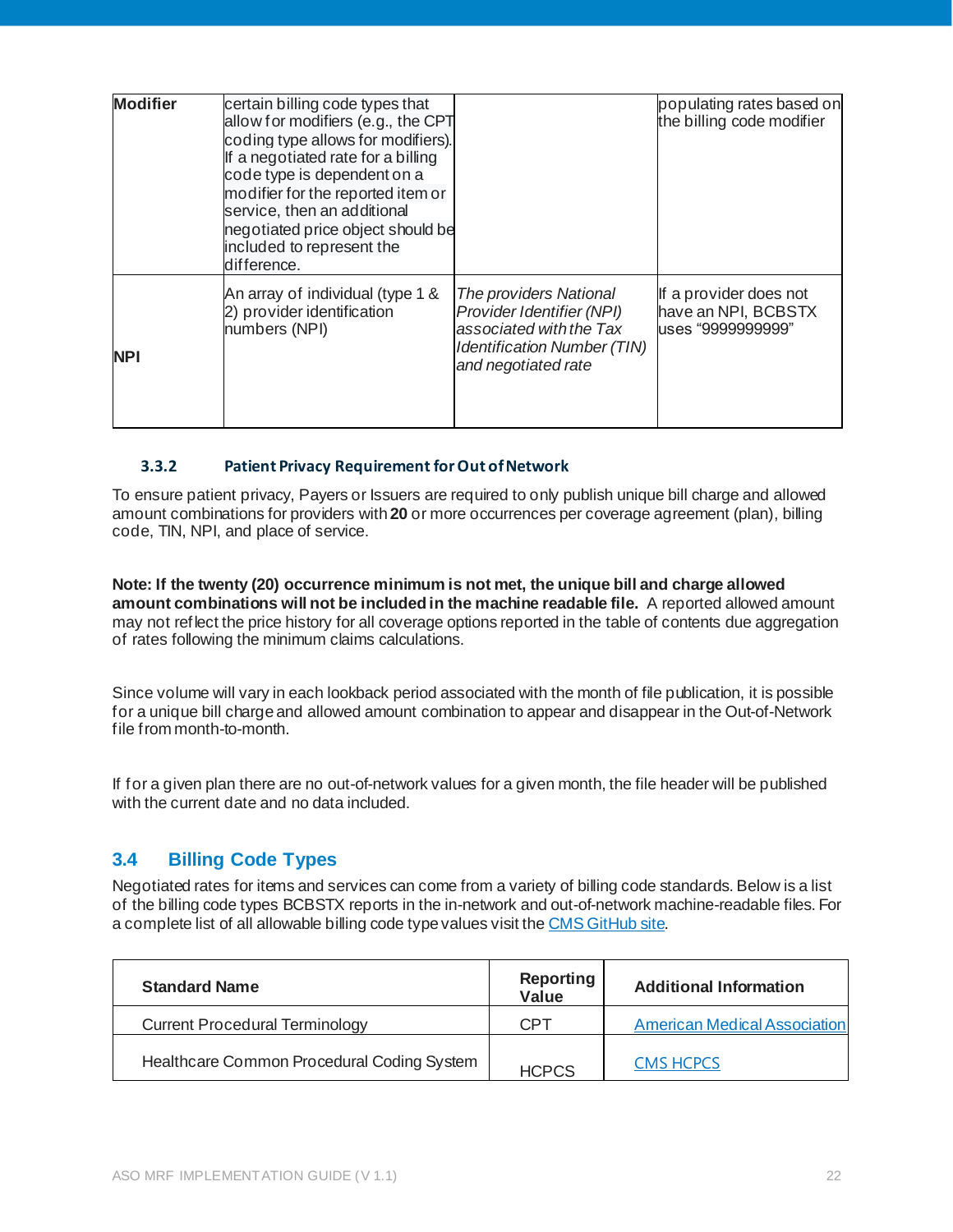| Modifier | certain billing code types that allow for modifiers (e.g., the CPT coding type allows for modifiers). If a negotiated rate for a billing code type is dependent on a modifier for the reported item or service, then an additional negotiated price object should be included to represent the difference. | | populating rates based on the billing code modifier |
|---|---|---|---|
| NPI | An array of individual (type 1 & 2) provider identification numbers (NPI) | *The providers National Provider Identifier (NPI) associated with the Tax Identification Number (TIN) and negotiated rate* | If a provider does not have an NPI, BCBSTX uses "9999999999" |

#### 3.3.2 Patient Privacy Requirement for Out of Network

To ensure patient privacy, Payers or Issuers are required to only publish unique bill charge and allowed amount combinations for providers with **20** or more occurrences per coverage agreement (plan), billing code, TIN, NPI, and place of service.

**Note: If the twenty (20) occurrence minimum is not met, the unique bill and charge allowed amount combinations will not be included in the machine readable file.** A reported allowed amount may not reflect the price history for all coverage options reported in the table of contents due aggregation of rates following the minimum claims calculations.

Since volume will vary in each lookback period associated with the month of file publication, it is possible for a unique bill charge and allowed amount combination to appear and disappear in the Out-of-Network file from month-to-month.

If for a given plan there are no out-of-network values for a given month, the file header will be published with the current date and no data included.

### 3.4 Billing Code Types

Negotiated rates for items and services can come from a variety of billing code standards. Below is a list of the billing code types BCBSTX reports in the in-network and out-of-network machine-readable files. For a complete list of all allowable billing code type values visit the CMS GitHub site.

| Standard Name | Reporting Value | Additional Information |
|---|---|---|
| Current Procedural Terminology | CPT | American Medical Association |
| Healthcare Common Procedural Coding System | HCPCS | CMS HCPCS |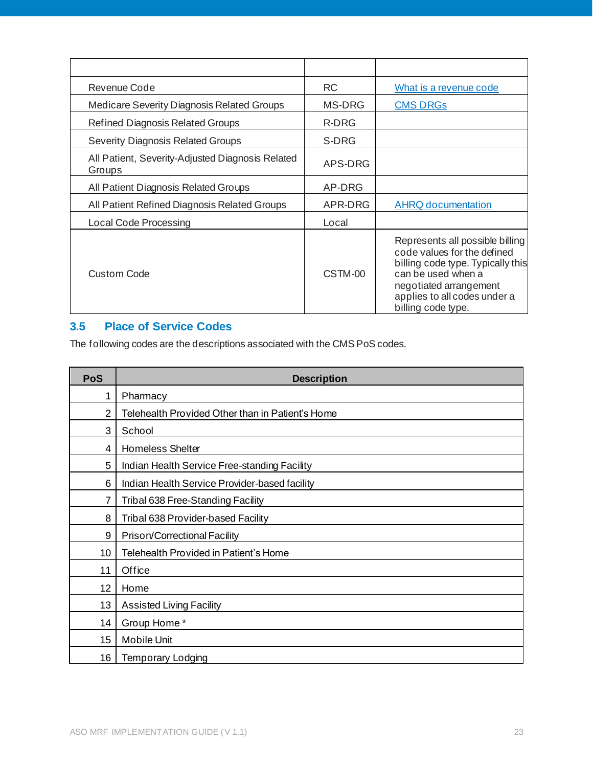| | | |
|---|---|---|
| Revenue Code | RC | What is a revenue code |
| Medicare Severity Diagnosis Related Groups | MS-DRG | CMS DRGs |
| Refined Diagnosis Related Groups | R-DRG | |
| Severity Diagnosis Related Groups | S-DRG | |
| All Patient, Severity-Adjusted Diagnosis Related Groups | APS-DRG | |
| All Patient Diagnosis Related Groups | AP-DRG | |
| All Patient Refined Diagnosis Related Groups | APR-DRG | AHRQ documentation |
| Local Code Processing | Local | |
| Custom Code | CSTM-00 | Represents all possible billing code values for the defined billing code type. Typically this can be used when a negotiated arrangement applies to all codes under a billing code type. |

## 3.5 Place of Service Codes

The following codes are the descriptions associated with the CMS PoS codes.

| PoS | Description |
|---|---|
| 1 | Pharmacy |
| 2 | Telehealth Provided Other than in Patient's Home |
| 3 | School |
| 4 | Homeless Shelter |
| 5 | Indian Health Service Free-standing Facility |
| 6 | Indian Health Service Provider-based facility |
| 7 | Tribal 638 Free-Standing Facility |
| 8 | Tribal 638 Provider-based Facility |
| 9 | Prison/Correctional Facility |
| 10 | Telehealth Provided in Patient's Home |
| 11 | Office |
| 12 | Home |
| 13 | Assisted Living Facility |
| 14 | Group Home * |
| 15 | Mobile Unit |
| 16 | Temporary Lodging |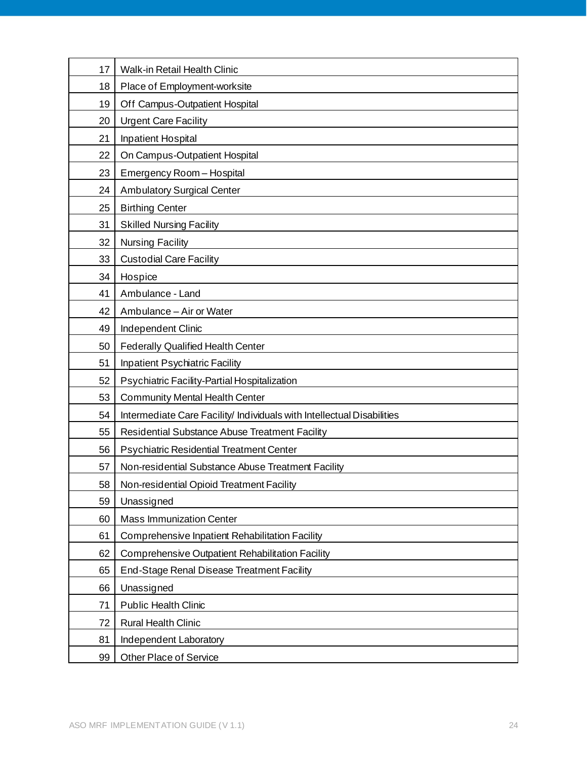| | |
|---|---|
| 17 | Walk-in Retail Health Clinic |
| 18 | Place of Employment-worksite |
| 19 | Off Campus-Outpatient Hospital |
| 20 | Urgent Care Facility |
| 21 | Inpatient Hospital |
| 22 | On Campus-Outpatient Hospital |
| 23 | Emergency Room – Hospital |
| 24 | Ambulatory Surgical Center |
| 25 | Birthing Center |
| 31 | Skilled Nursing Facility |
| 32 | Nursing Facility |
| 33 | Custodial Care Facility |
| 34 | Hospice |
| 41 | Ambulance - Land |
| 42 | Ambulance – Air or Water |
| 49 | Independent Clinic |
| 50 | Federally Qualified Health Center |
| 51 | Inpatient Psychiatric Facility |
| 52 | Psychiatric Facility-Partial Hospitalization |
| 53 | Community Mental Health Center |
| 54 | Intermediate Care Facility/ Individuals with Intellectual Disabilities |
| 55 | Residential Substance Abuse Treatment Facility |
| 56 | Psychiatric Residential Treatment Center |
| 57 | Non-residential Substance Abuse Treatment Facility |
| 58 | Non-residential Opioid Treatment Facility |
| 59 | Unassigned |
| 60 | Mass Immunization Center |
| 61 | Comprehensive Inpatient Rehabilitation Facility |
| 62 | Comprehensive Outpatient Rehabilitation Facility |
| 65 | End-Stage Renal Disease Treatment Facility |
| 66 | Unassigned |
| 71 | Public Health Clinic |
| 72 | Rural Health Clinic |
| 81 | Independent Laboratory |
| 99 | Other Place of Service |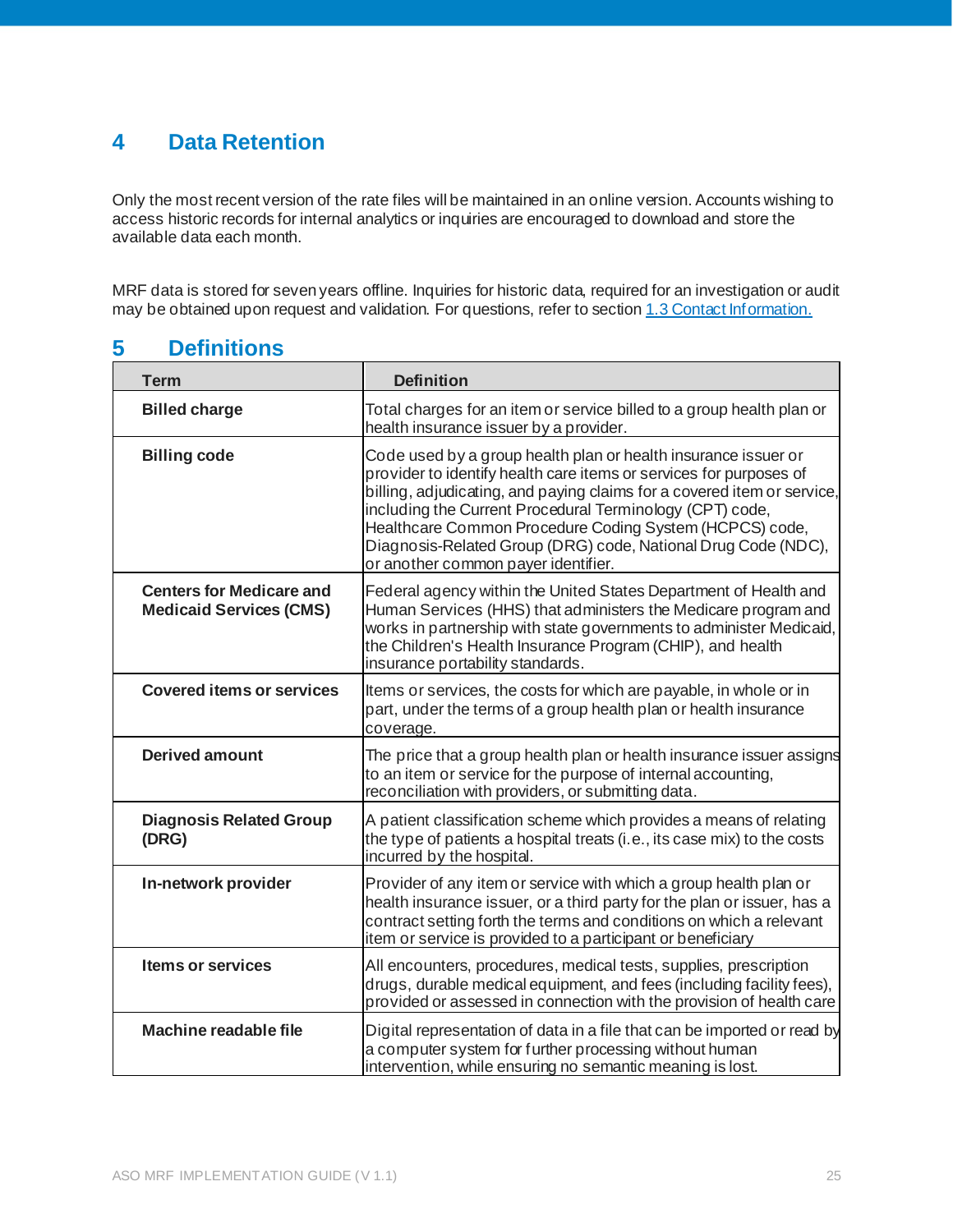# 4 Data Retention

Only the most recent version of the rate files will be maintained in an online version. Accounts wishing to access historic records for internal analytics or inquiries are encouraged to download and store the available data each month.

MRF data is stored for seven years offline. Inquiries for historic data, required for an investigation or audit may be obtained upon request and validation. For questions, refer to section 1.3 Contact Information.

# 5 Definitions

| Term | Definition |
|---|---|
| **Billed charge** | Total charges for an item or service billed to a group health plan or health insurance issuer by a provider. |
| **Billing code** | Code used by a group health plan or health insurance issuer or provider to identify health care items or services for purposes of billing, adjudicating, and paying claims for a covered item or service, including the Current Procedural Terminology (CPT) code, Healthcare Common Procedure Coding System (HCPCS) code, Diagnosis-Related Group (DRG) code, National Drug Code (NDC), or another common payer identifier. |
| **Centers for Medicare and Medicaid Services (CMS)** | Federal agency within the United States Department of Health and Human Services (HHS) that administers the Medicare program and works in partnership with state governments to administer Medicaid, the Children's Health Insurance Program (CHIP), and health insurance portability standards. |
| **Covered items or services** | Items or services, the costs for which are payable, in whole or in part, under the terms of a group health plan or health insurance coverage. |
| **Derived amount** | The price that a group health plan or health insurance issuer assigns to an item or service for the purpose of internal accounting, reconciliation with providers, or submitting data. |
| **Diagnosis Related Group (DRG)** | A patient classification scheme which provides a means of relating the type of patients a hospital treats (i.e., its case mix) to the costs incurred by the hospital. |
| **In-network provider** | Provider of any item or service with which a group health plan or health insurance issuer, or a third party for the plan or issuer, has a contract setting forth the terms and conditions on which a relevant item or service is provided to a participant or beneficiary |
| **Items or services** | All encounters, procedures, medical tests, supplies, prescription drugs, durable medical equipment, and fees (including facility fees), provided or assessed in connection with the provision of health care |
| **Machine readable file** | Digital representation of data in a file that can be imported or read by a computer system for further processing without human intervention, while ensuring no semantic meaning is lost. |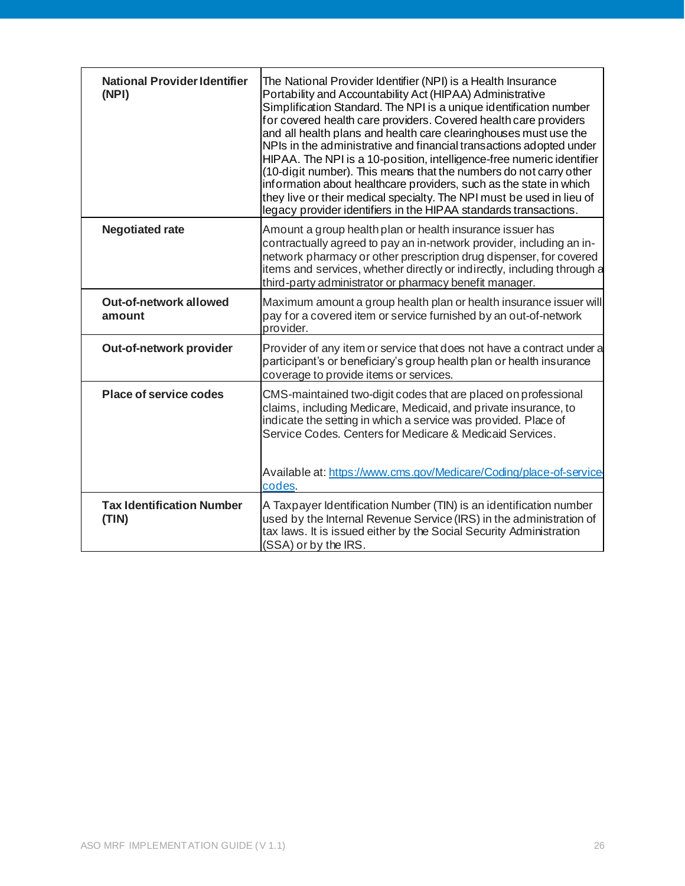| | |
|---|---|
| **National Provider Identifier (NPI)** | The National Provider Identifier (NPI) is a Health Insurance Portability and Accountability Act (HIPAA) Administrative Simplification Standard. The NPI is a unique identification number for covered health care providers. Covered health care providers and all health plans and health care clearinghouses must use the NPIs in the administrative and financial transactions adopted under HIPAA. The NPI is a 10-position, intelligence-free numeric identifier (10-digit number). This means that the numbers do not carry other information about healthcare providers, such as the state in which they live or their medical specialty. The NPI must be used in lieu of legacy provider identifiers in the HIPAA standards transactions. |
| **Negotiated rate** | Amount a group health plan or health insurance issuer has contractually agreed to pay an in-network provider, including an in-network pharmacy or other prescription drug dispenser, for covered items and services, whether directly or indirectly, including through a third-party administrator or pharmacy benefit manager. |
| **Out-of-network allowed amount** | Maximum amount a group health plan or health insurance issuer will pay for a covered item or service furnished by an out-of-network provider. |
| **Out-of-network provider** | Provider of any item or service that does not have a contract under a participant's or beneficiary's group health plan or health insurance coverage to provide items or services. |
| **Place of service codes** | CMS-maintained two-digit codes that are placed on professional claims, including Medicare, Medicaid, and private insurance, to indicate the setting in which a service was provided. Place of Service Codes. Centers for Medicare & Medicaid Services.<br><br>Available at: [https://www.cms.gov/Medicare/Coding/place-of-service-codes](https://www.cms.gov/Medicare/Coding/place-of-service-codes). |
| **Tax Identification Number (TIN)** | A Taxpayer Identification Number (TIN) is an identification number used by the Internal Revenue Service (IRS) in the administration of tax laws. It is issued either by the Social Security Administration (SSA) or by the IRS. |